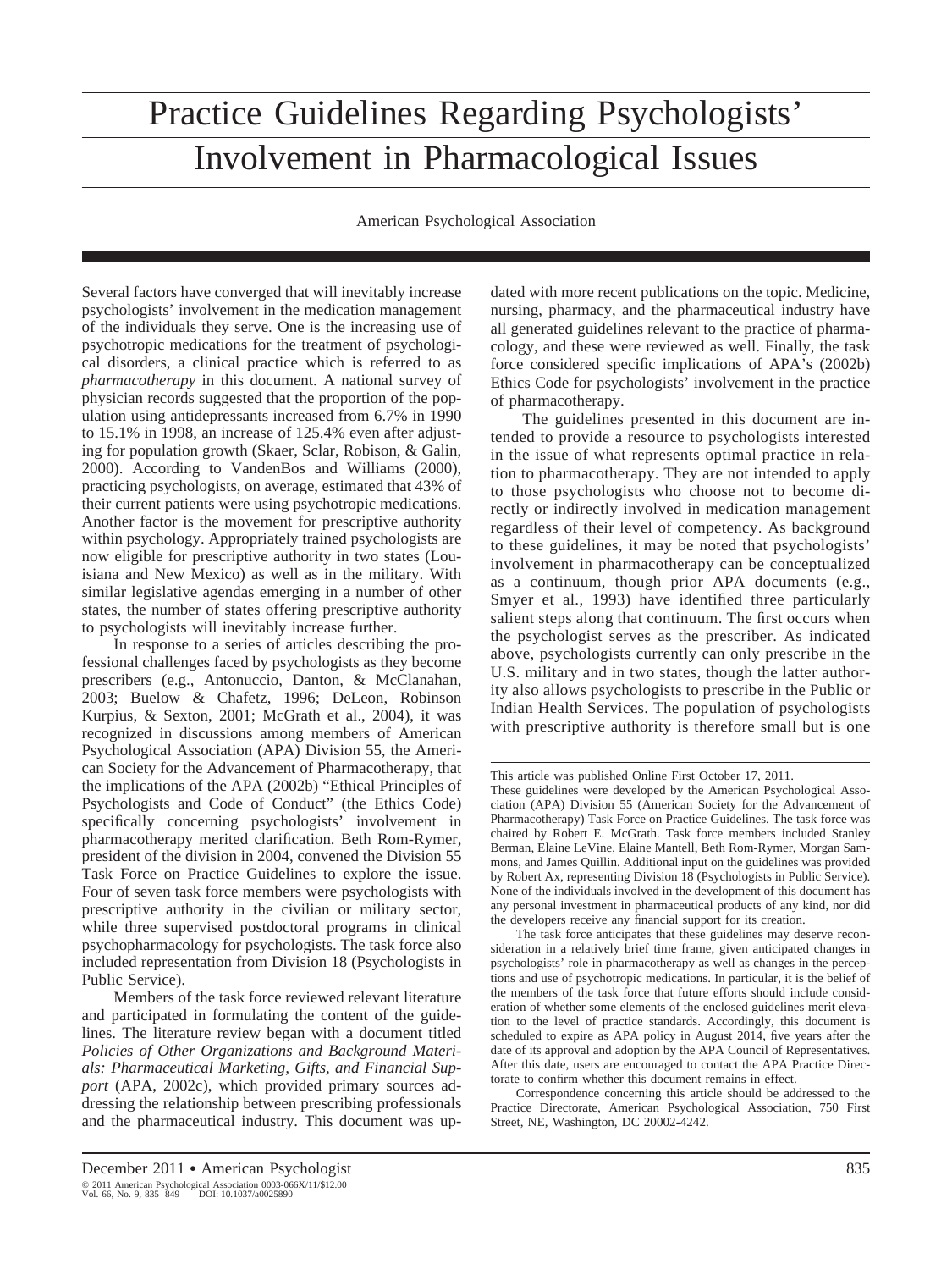# Practice Guidelines Regarding Psychologists' Involvement in Pharmacological Issues

American Psychological Association

Several factors have converged that will inevitably increase psychologists' involvement in the medication management of the individuals they serve. One is the increasing use of psychotropic medications for the treatment of psychological disorders, a clinical practice which is referred to as *pharmacotherapy* in this document. A national survey of physician records suggested that the proportion of the population using antidepressants increased from 6.7% in 1990 to 15.1% in 1998, an increase of 125.4% even after adjusting for population growth (Skaer, Sclar, Robison, & Galin, 2000). According to VandenBos and Williams (2000), practicing psychologists, on average, estimated that 43% of their current patients were using psychotropic medications. Another factor is the movement for prescriptive authority within psychology. Appropriately trained psychologists are now eligible for prescriptive authority in two states (Louisiana and New Mexico) as well as in the military. With similar legislative agendas emerging in a number of other states, the number of states offering prescriptive authority to psychologists will inevitably increase further.

In response to a series of articles describing the professional challenges faced by psychologists as they become prescribers (e.g., Antonuccio, Danton, & McClanahan, 2003; Buelow & Chafetz, 1996; DeLeon, Robinson Kurpius, & Sexton, 2001; McGrath et al., 2004), it was recognized in discussions among members of American Psychological Association (APA) Division 55, the American Society for the Advancement of Pharmacotherapy, that the implications of the APA (2002b) "Ethical Principles of Psychologists and Code of Conduct" (the Ethics Code) specifically concerning psychologists' involvement in pharmacotherapy merited clarification. Beth Rom-Rymer, president of the division in 2004, convened the Division 55 Task Force on Practice Guidelines to explore the issue. Four of seven task force members were psychologists with prescriptive authority in the civilian or military sector, while three supervised postdoctoral programs in clinical psychopharmacology for psychologists. The task force also included representation from Division 18 (Psychologists in Public Service).

Members of the task force reviewed relevant literature and participated in formulating the content of the guidelines. The literature review began with a document titled *Policies of Other Organizations and Background Materials: Pharmaceutical Marketing, Gifts, and Financial Support* (APA, 2002c), which provided primary sources addressing the relationship between prescribing professionals and the pharmaceutical industry. This document was updated with more recent publications on the topic. Medicine, nursing, pharmacy, and the pharmaceutical industry have all generated guidelines relevant to the practice of pharmacology, and these were reviewed as well. Finally, the task force considered specific implications of APA's (2002b) Ethics Code for psychologists' involvement in the practice of pharmacotherapy.

The guidelines presented in this document are intended to provide a resource to psychologists interested in the issue of what represents optimal practice in relation to pharmacotherapy. They are not intended to apply to those psychologists who choose not to become directly or indirectly involved in medication management regardless of their level of competency. As background to these guidelines, it may be noted that psychologists' involvement in pharmacotherapy can be conceptualized as a continuum, though prior APA documents (e.g., Smyer et al., 1993) have identified three particularly salient steps along that continuum. The first occurs when the psychologist serves as the prescriber. As indicated above, psychologists currently can only prescribe in the U.S. military and in two states, though the latter authority also allows psychologists to prescribe in the Public or Indian Health Services. The population of psychologists with prescriptive authority is therefore small but is one

---

This article was published Online First October 17, 2011.

These guidelines were developed by the American Psychological Association (APA) Division 55 (American Society for the Advancement of Pharmacotherapy) Task Force on Practice Guidelines. The task force was chaired by Robert E. McGrath. Task force members included Stanley Berman, Elaine LeVine, Elaine Mantell, Beth Rom-Rymer, Morgan Sammons, and James Quillin. Additional input on the guidelines was provided by Robert Ax, representing Division 18 (Psychologists in Public Service). None of the individuals involved in the development of this document has any personal investment in pharmaceutical products of any kind, nor did the developers receive any financial support for its creation.

The task force anticipates that these guidelines may deserve reconsideration in a relatively brief time frame, given anticipated changes in psychologists' role in pharmacotherapy as well as changes in the perceptions and use of psychotropic medications. In particular, it is the belief of the members of the task force that future efforts should include consideration of whether some elements of the enclosed guidelines merit elevation to the level of practice standards. Accordingly, this document is scheduled to expire as APA policy in August 2014, five years after the date of its approval and adoption by the APA Council of Representatives. After this date, users are encouraged to contact the APA Practice Directorate to confirm whether this document remains in effect.

Correspondence concerning this article should be addressed to the Practice Directorate, American Psychological Association, 750 First Street, NE, Washington, DC 20002-4242.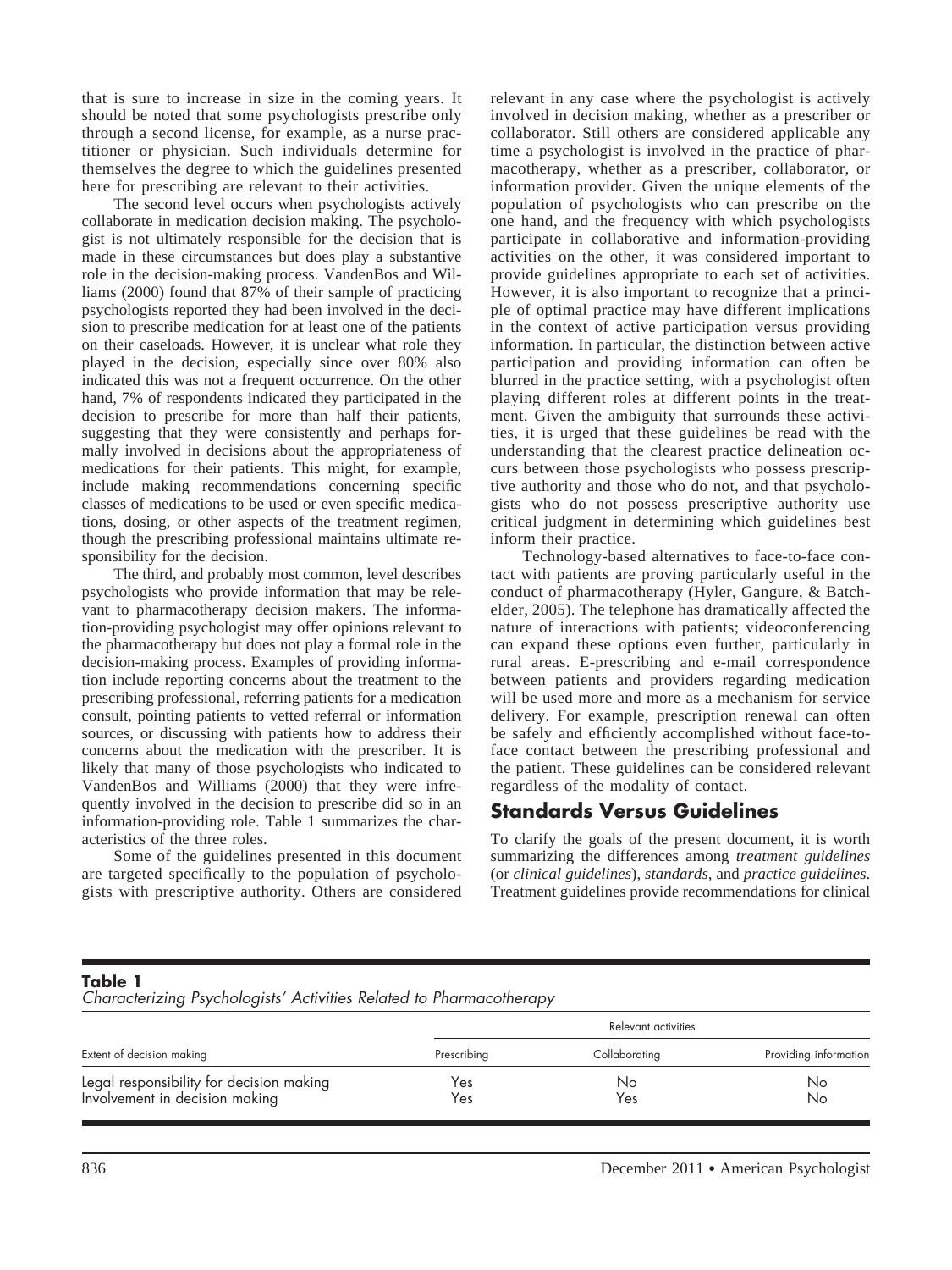that is sure to increase in size in the coming years. It should be noted that some psychologists prescribe only through a second license, for example, as a nurse practitioner or physician. Such individuals determine for themselves the degree to which the guidelines presented here for prescribing are relevant to their activities.

The second level occurs when psychologists actively collaborate in medication decision making. The psychologist is not ultimately responsible for the decision that is made in these circumstances but does play a substantive role in the decision-making process. VandenBos and Williams (2000) found that 87% of their sample of practicing psychologists reported they had been involved in the decision to prescribe medication for at least one of the patients on their caseloads. However, it is unclear what role they played in the decision, especially since over 80% also indicated this was not a frequent occurrence. On the other hand, 7% of respondents indicated they participated in the decision to prescribe for more than half their patients, suggesting that they were consistently and perhaps formally involved in decisions about the appropriateness of medications for their patients. This might, for example, include making recommendations concerning specific classes of medications to be used or even specific medications, dosing, or other aspects of the treatment regimen, though the prescribing professional maintains ultimate responsibility for the decision.

The third, and probably most common, level describes psychologists who provide information that may be relevant to pharmacotherapy decision makers. The information-providing psychologist may offer opinions relevant to the pharmacotherapy but does not play a formal role in the decision-making process. Examples of providing information include reporting concerns about the treatment to the prescribing professional, referring patients for a medication consult, pointing patients to vetted referral or information sources, or discussing with patients how to address their concerns about the medication with the prescriber. It is likely that many of those psychologists who indicated to VandenBos and Williams (2000) that they were infrequently involved in the decision to prescribe did so in an information-providing role. Table 1 summarizes the characteristics of the three roles.

Some of the guidelines presented in this document are targeted specifically to the population of psychologists with prescriptive authority. Others are considered relevant in any case where the psychologist is actively involved in decision making, whether as a prescriber or collaborator. Still others are considered applicable any time a psychologist is involved in the practice of pharmacotherapy, whether as a prescriber, collaborator, or information provider. Given the unique elements of the population of psychologists who can prescribe on the one hand, and the frequency with which psychologists participate in collaborative and information-providing activities on the other, it was considered important to provide guidelines appropriate to each set of activities. However, it is also important to recognize that a principle of optimal practice may have different implications in the context of active participation versus providing information. In particular, the distinction between active participation and providing information can often be blurred in the practice setting, with a psychologist often playing different roles at different points in the treatment. Given the ambiguity that surrounds these activities, it is urged that these guidelines be read with the understanding that the clearest practice delineation occurs between those psychologists who possess prescriptive authority and those who do not, and that psychologists who do not possess prescriptive authority use critical judgment in determining which guidelines best inform their practice.

Technology-based alternatives to face-to-face contact with patients are proving particularly useful in the conduct of pharmacotherapy (Hyler, Gangure, & Batchelder, 2005). The telephone has dramatically affected the nature of interactions with patients; videoconferencing can expand these options even further, particularly in rural areas. E-prescribing and e-mail correspondence between patients and providers regarding medication will be used more and more as a mechanism for service delivery. For example, prescription renewal can often be safely and efficiently accomplished without face-to-face contact between the prescribing professional and the patient. These guidelines can be considered relevant regardless of the modality of contact.

## Standards Versus Guidelines

To clarify the goals of the present document, it is worth summarizing the differences among *treatment guidelines* (or *clinical guidelines*), *standards*, and *practice guidelines*. Treatment guidelines provide recommendations for clinical

**Table 1**
*Characterizing Psychologists' Activities Related to Pharmacotherapy*

| | Relevant activities | | |
|---|---|---|---|
| Extent of decision making | Prescribing | Collaborating | Providing information |
| Legal responsibility for decision making | Yes | No | No |
| Involvement in decision making | Yes | Yes | No |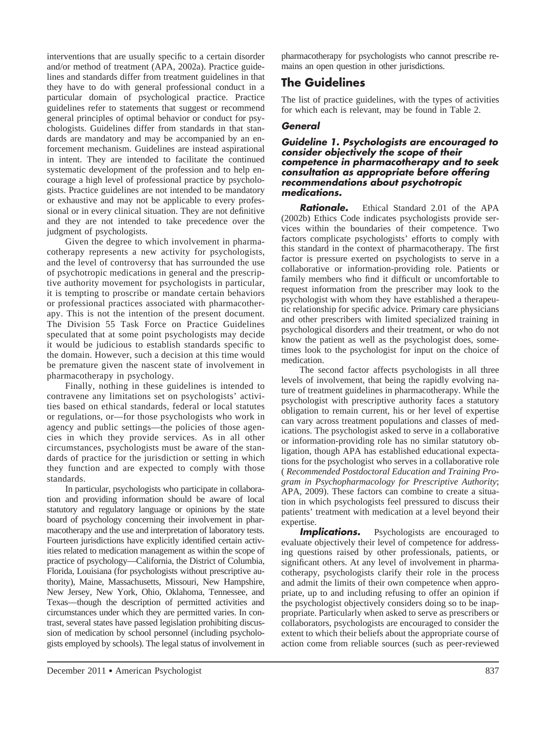interventions that are usually specific to a certain disorder and/or method of treatment (APA, 2002a). Practice guidelines and standards differ from treatment guidelines in that they have to do with general professional conduct in a particular domain of psychological practice. Practice guidelines refer to statements that suggest or recommend general principles of optimal behavior or conduct for psychologists. Guidelines differ from standards in that standards are mandatory and may be accompanied by an enforcement mechanism. Guidelines are instead aspirational in intent. They are intended to facilitate the continued systematic development of the profession and to help encourage a high level of professional practice by psychologists. Practice guidelines are not intended to be mandatory or exhaustive and may not be applicable to every professional or in every clinical situation. They are not definitive and they are not intended to take precedence over the judgment of psychologists.

Given the degree to which involvement in pharmacotherapy represents a new activity for psychologists, and the level of controversy that has surrounded the use of psychotropic medications in general and the prescriptive authority movement for psychologists in particular, it is tempting to proscribe or mandate certain behaviors or professional practices associated with pharmacotherapy. This is not the intention of the present document. The Division 55 Task Force on Practice Guidelines speculated that at some point psychologists may decide it would be judicious to establish standards specific to the domain. However, such a decision at this time would be premature given the nascent state of involvement in pharmacotherapy in psychology.

Finally, nothing in these guidelines is intended to contravene any limitations set on psychologists' activities based on ethical standards, federal or local statutes or regulations, or—for those psychologists who work in agency and public settings—the policies of those agencies in which they provide services. As in all other circumstances, psychologists must be aware of the standards of practice for the jurisdiction or setting in which they function and are expected to comply with those standards.

In particular, psychologists who participate in collaboration and providing information should be aware of local statutory and regulatory language or opinions by the state board of psychology concerning their involvement in pharmacotherapy and the use and interpretation of laboratory tests. Fourteen jurisdictions have explicitly identified certain activities related to medication management as within the scope of practice of psychology—California, the District of Columbia, Florida, Louisiana (for psychologists without prescriptive authority), Maine, Massachusetts, Missouri, New Hampshire, New Jersey, New York, Ohio, Oklahoma, Tennessee, and Texas—though the description of permitted activities and circumstances under which they are permitted varies. In contrast, several states have passed legislation prohibiting discussion of medication by school personnel (including psychologists employed by schools). The legal status of involvement in pharmacotherapy for psychologists who cannot prescribe remains an open question in other jurisdictions.

## The Guidelines

The list of practice guidelines, with the types of activities for which each is relevant, may be found in Table 2.

### General

#### Guideline 1. Psychologists are encouraged to consider objectively the scope of their competence in pharmacotherapy and to seek consultation as appropriate before offering recommendations about psychotropic medications.

***Rationale.*** Ethical Standard 2.01 of the APA (2002b) Ethics Code indicates psychologists provide services within the boundaries of their competence. Two factors complicate psychologists' efforts to comply with this standard in the context of pharmacotherapy. The first factor is pressure exerted on psychologists to serve in a collaborative or information-providing role. Patients or family members who find it difficult or uncomfortable to request information from the prescriber may look to the psychologist with whom they have established a therapeutic relationship for specific advice. Primary care physicians and other prescribers with limited specialized training in psychological disorders and their treatment, or who do not know the patient as well as the psychologist does, sometimes look to the psychologist for input on the choice of medication.

The second factor affects psychologists in all three levels of involvement, that being the rapidly evolving nature of treatment guidelines in pharmacotherapy. While the psychologist with prescriptive authority faces a statutory obligation to remain current, his or her level of expertise can vary across treatment populations and classes of medications. The psychologist asked to serve in a collaborative or information-providing role has no similar statutory obligation, though APA has established educational expectations for the psychologist who serves in a collaborative role (*Recommended Postdoctoral Education and Training Program in Psychopharmacology for Prescriptive Authority*; APA, 2009). These factors can combine to create a situation in which psychologists feel pressured to discuss their patients' treatment with medication at a level beyond their expertise.

***Implications.*** Psychologists are encouraged to evaluate objectively their level of competence for addressing questions raised by other professionals, patients, or significant others. At any level of involvement in pharmacotherapy, psychologists clarify their role in the process and admit the limits of their own competence when appropriate, up to and including refusing to offer an opinion if the psychologist objectively considers doing so to be inappropriate. Particularly when asked to serve as prescribers or collaborators, psychologists are encouraged to consider the extent to which their beliefs about the appropriate course of action come from reliable sources (such as peer-reviewed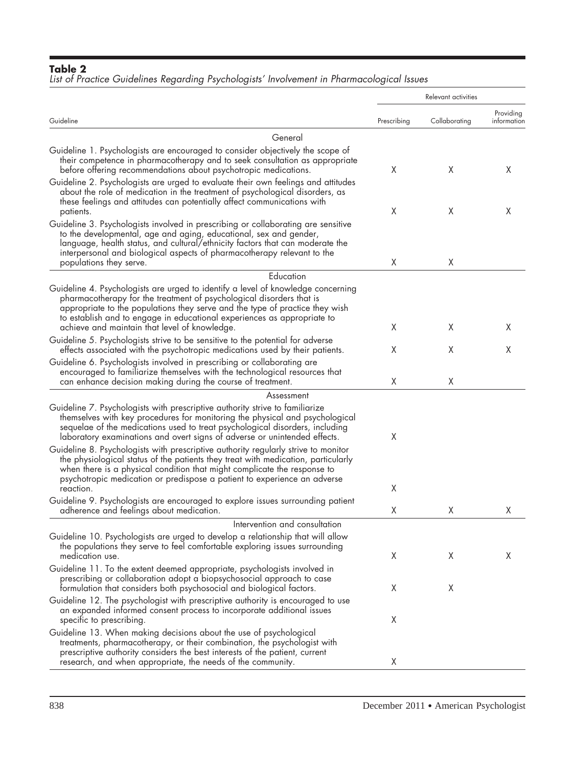**Table 2**
*List of Practice Guidelines Regarding Psychologists' Involvement in Pharmacological Issues*

| Guideline | Relevant activities | | |
|---|---|---|---|
| | Prescribing | Collaborating | Providing information |
| **General** | | | |
| Guideline 1. Psychologists are encouraged to consider objectively the scope of their competence in pharmacotherapy and to seek consultation as appropriate before offering recommendations about psychotropic medications. | X | X | X |
| Guideline 2. Psychologists are urged to evaluate their own feelings and attitudes about the role of medication in the treatment of psychological disorders, as these feelings and attitudes can potentially affect communications with patients. | X | X | X |
| Guideline 3. Psychologists involved in prescribing or collaborating are sensitive to the developmental, age and aging, educational, sex and gender, language, health status, and cultural/ethnicity factors that can moderate the interpersonal and biological aspects of pharmacotherapy relevant to the populations they serve. | X | X | |
| **Education** | | | |
| Guideline 4. Psychologists are urged to identify a level of knowledge concerning pharmacotherapy for the treatment of psychological disorders that is appropriate to the populations they serve and the type of practice they wish to establish and to engage in educational experiences as appropriate to achieve and maintain that level of knowledge. | X | X | X |
| Guideline 5. Psychologists strive to be sensitive to the potential for adverse effects associated with the psychotropic medications used by their patients. | X | X | X |
| Guideline 6. Psychologists involved in prescribing or collaborating are encouraged to familiarize themselves with the technological resources that can enhance decision making during the course of treatment. | X | X | |
| **Assessment** | | | |
| Guideline 7. Psychologists with prescriptive authority strive to familiarize themselves with key procedures for monitoring the physical and psychological sequelae of the medications used to treat psychological disorders, including laboratory examinations and overt signs of adverse or unintended effects. | X | | |
| Guideline 8. Psychologists with prescriptive authority regularly strive to monitor the physiological status of the patients they treat with medication, particularly when there is a physical condition that might complicate the response to psychotropic medication or predispose a patient to experience an adverse reaction. | X | | |
| Guideline 9. Psychologists are encouraged to explore issues surrounding patient adherence and feelings about medication. | X | X | X |
| **Intervention and consultation** | | | |
| Guideline 10. Psychologists are urged to develop a relationship that will allow the populations they serve to feel comfortable exploring issues surrounding medication use. | X | X | X |
| Guideline 11. To the extent deemed appropriate, psychologists involved in prescribing or collaboration adopt a biopsychosocial approach to case formulation that considers both psychosocial and biological factors. | X | X | |
| Guideline 12. The psychologist with prescriptive authority is encouraged to use an expanded informed consent process to incorporate additional issues specific to prescribing. | X | | |
| Guideline 13. When making decisions about the use of psychological treatments, pharmacotherapy, or their combination, the psychologist with prescriptive authority considers the best interests of the patient, current research, and when appropriate, the needs of the community. | X | | |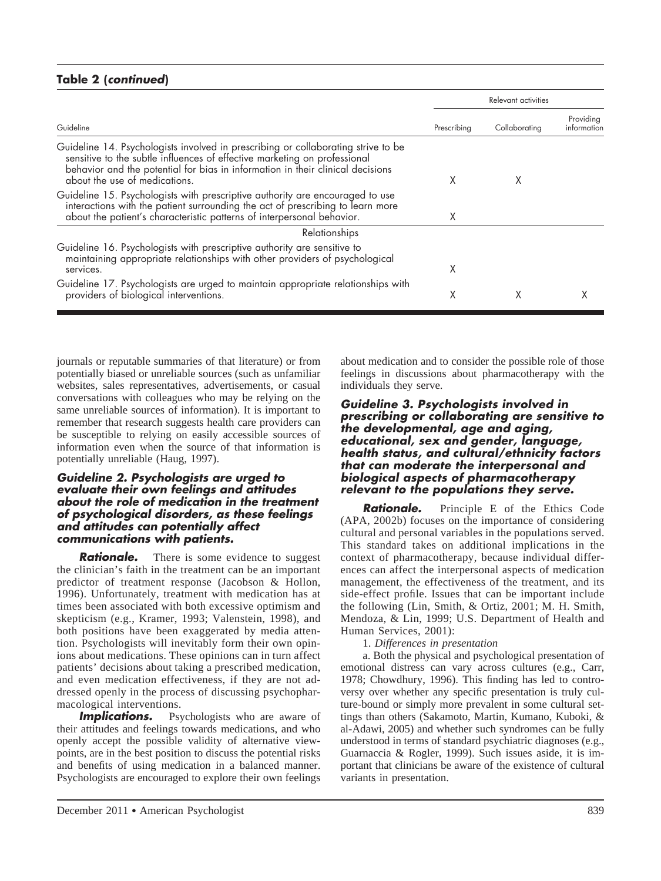**Table 2 (*continued*)**

| Guideline | Relevant activities | | |
|---|---|---|---|
| | Prescribing | Collaborating | Providing information |
| Guideline 14. Psychologists involved in prescribing or collaborating strive to be sensitive to the subtle influences of effective marketing on professional behavior and the potential for bias in information in their clinical decisions about the use of medications. | X | X | |
| Guideline 15. Psychologists with prescriptive authority are encouraged to use interactions with the patient surrounding the act of prescribing to learn more about the patient's characteristic patterns of interpersonal behavior. | X | | |
| Relationships | | | |
| Guideline 16. Psychologists with prescriptive authority are sensitive to maintaining appropriate relationships with other providers of psychological services. | X | | |
| Guideline 17. Psychologists are urged to maintain appropriate relationships with providers of biological interventions. | X | X | X |

journals or reputable summaries of that literature) or from potentially biased or unreliable sources (such as unfamiliar websites, sales representatives, advertisements, or casual conversations with colleagues who may be relying on the same unreliable sources of information). It is important to remember that research suggests health care providers can be susceptible to relying on easily accessible sources of information even when the source of that information is potentially unreliable (Haug, 1997).

### *Guideline 2. Psychologists are urged to evaluate their own feelings and attitudes about the role of medication in the treatment of psychological disorders, as these feelings and attitudes can potentially affect communications with patients.*

***Rationale.*** There is some evidence to suggest the clinician's faith in the treatment can be an important predictor of treatment response (Jacobson & Hollon, 1996). Unfortunately, treatment with medication has at times been associated with both excessive optimism and skepticism (e.g., Kramer, 1993; Valenstein, 1998), and both positions have been exaggerated by media attention. Psychologists will inevitably form their own opinions about medications. These opinions can in turn affect patients' decisions about taking a prescribed medication, and even medication effectiveness, if they are not addressed openly in the process of discussing psychopharmacological interventions.

***Implications.*** Psychologists who are aware of their attitudes and feelings towards medications, and who openly accept the possible validity of alternative viewpoints, are in the best position to discuss the potential risks and benefits of using medication in a balanced manner. Psychologists are encouraged to explore their own feelings about medication and to consider the possible role of those feelings in discussions about pharmacotherapy with the individuals they serve.

### *Guideline 3. Psychologists involved in prescribing or collaborating are sensitive to the developmental, age and aging, educational, sex and gender, language, health status, and cultural/ethnicity factors that can moderate the interpersonal and biological aspects of pharmacotherapy relevant to the populations they serve.*

***Rationale.*** Principle E of the Ethics Code (APA, 2002b) focuses on the importance of considering cultural and personal variables in the populations served. This standard takes on additional implications in the context of pharmacotherapy, because individual differences can affect the interpersonal aspects of medication management, the effectiveness of the treatment, and its side-effect profile. Issues that can be important include the following (Lin, Smith, & Ortiz, 2001; M. H. Smith, Mendoza, & Lin, 1999; U.S. Department of Health and Human Services, 2001):

1. *Differences in presentation*

a. Both the physical and psychological presentation of emotional distress can vary across cultures (e.g., Carr, 1978; Chowdhury, 1996). This finding has led to controversy over whether any specific presentation is truly culture-bound or simply more prevalent in some cultural settings than others (Sakamoto, Martin, Kumano, Kuboki, & al-Adawi, 2005) and whether such syndromes can be fully understood in terms of standard psychiatric diagnoses (e.g., Guarnaccia & Rogler, 1999). Such issues aside, it is important that clinicians be aware of the existence of cultural variants in presentation.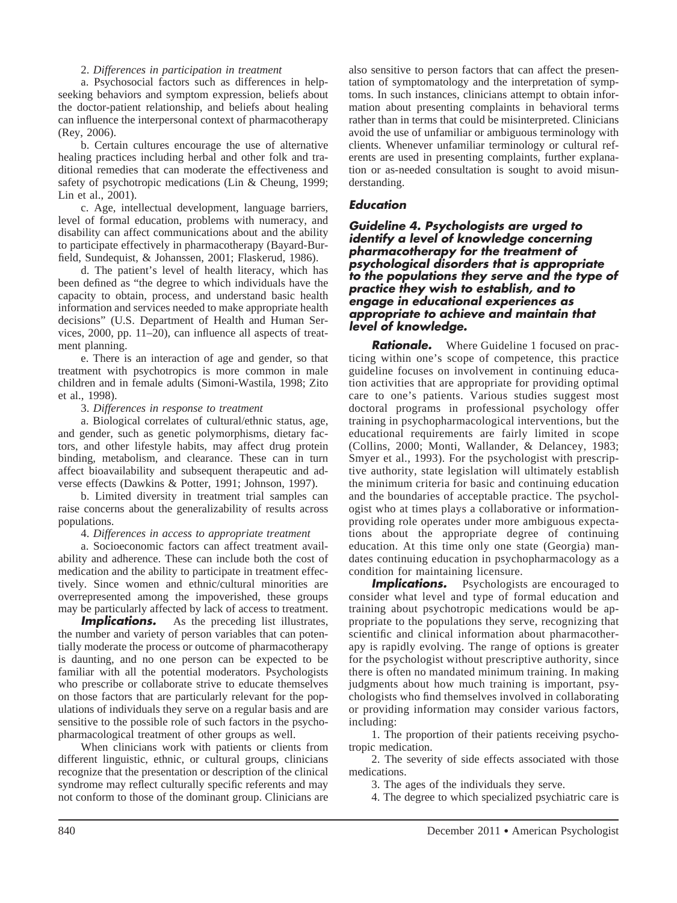2. *Differences in participation in treatment*

a. Psychosocial factors such as differences in help-seeking behaviors and symptom expression, beliefs about the doctor-patient relationship, and beliefs about healing can influence the interpersonal context of pharmacotherapy (Rey, 2006).

b. Certain cultures encourage the use of alternative healing practices including herbal and other folk and traditional remedies that can moderate the effectiveness and safety of psychotropic medications (Lin & Cheung, 1999; Lin et al., 2001).

c. Age, intellectual development, language barriers, level of formal education, problems with numeracy, and disability can affect communications about and the ability to participate effectively in pharmacotherapy (Bayard-Burfield, Sundequist, & Johanssen, 2001; Flaskerud, 1986).

d. The patient's level of health literacy, which has been defined as "the degree to which individuals have the capacity to obtain, process, and understand basic health information and services needed to make appropriate health decisions" (U.S. Department of Health and Human Services, 2000, pp. 11–20), can influence all aspects of treatment planning.

e. There is an interaction of age and gender, so that treatment with psychotropics is more common in male children and in female adults (Simoni-Wastila, 1998; Zito et al., 1998).

3. *Differences in response to treatment*

a. Biological correlates of cultural/ethnic status, age, and gender, such as genetic polymorphisms, dietary factors, and other lifestyle habits, may affect drug protein binding, metabolism, and clearance. These can in turn affect bioavailability and subsequent therapeutic and adverse effects (Dawkins & Potter, 1991; Johnson, 1997).

b. Limited diversity in treatment trial samples can raise concerns about the generalizability of results across populations.

4. *Differences in access to appropriate treatment*

a. Socioeconomic factors can affect treatment availability and adherence. These can include both the cost of medication and the ability to participate in treatment effectively. Since women and ethnic/cultural minorities are overrepresented among the impoverished, these groups may be particularly affected by lack of access to treatment.

***Implications.*** As the preceding list illustrates, the number and variety of person variables that can potentially moderate the process or outcome of pharmacotherapy is daunting, and no one person can be expected to be familiar with all the potential moderators. Psychologists who prescribe or collaborate strive to educate themselves on those factors that are particularly relevant for the populations of individuals they serve on a regular basis and are sensitive to the possible role of such factors in the psychopharmacological treatment of other groups as well.

When clinicians work with patients or clients from different linguistic, ethnic, or cultural groups, clinicians recognize that the presentation or description of the clinical syndrome may reflect culturally specific referents and may not conform to those of the dominant group. Clinicians are also sensitive to person factors that can affect the presentation of symptomatology and the interpretation of symptoms. In such instances, clinicians attempt to obtain information about presenting complaints in behavioral terms rather than in terms that could be misinterpreted. Clinicians avoid the use of unfamiliar or ambiguous terminology with clients. Whenever unfamiliar terminology or cultural referents are used in presenting complaints, further explanation or as-needed consultation is sought to avoid misunderstanding.

## Education

### Guideline 4. Psychologists are urged to identify a level of knowledge concerning pharmacotherapy for the treatment of psychological disorders that is appropriate to the populations they serve and the type of practice they wish to establish, and to engage in educational experiences as appropriate to achieve and maintain that level of knowledge.

***Rationale.*** Where Guideline 1 focused on practicing within one's scope of competence, this practice guideline focuses on involvement in continuing education activities that are appropriate for providing optimal care to one's patients. Various studies suggest most doctoral programs in professional psychology offer training in psychopharmacological interventions, but the educational requirements are fairly limited in scope (Collins, 2000; Monti, Wallander, & Delancey, 1983; Smyer et al., 1993). For the psychologist with prescriptive authority, state legislation will ultimately establish the minimum criteria for basic and continuing education and the boundaries of acceptable practice. The psychologist who at times plays a collaborative or information-providing role operates under more ambiguous expectations about the appropriate degree of continuing education. At this time only one state (Georgia) mandates continuing education in psychopharmacology as a condition for maintaining licensure.

***Implications.*** Psychologists are encouraged to consider what level and type of formal education and training about psychotropic medications would be appropriate to the populations they serve, recognizing that scientific and clinical information about pharmacotherapy is rapidly evolving. The range of options is greater for the psychologist without prescriptive authority, since there is often no mandated minimum training. In making judgments about how much training is important, psychologists who find themselves involved in collaborating or providing information may consider various factors, including:

1. The proportion of their patients receiving psychotropic medication.
2. The severity of side effects associated with those medications.
3. The ages of the individuals they serve.
4. The degree to which specialized psychiatric care is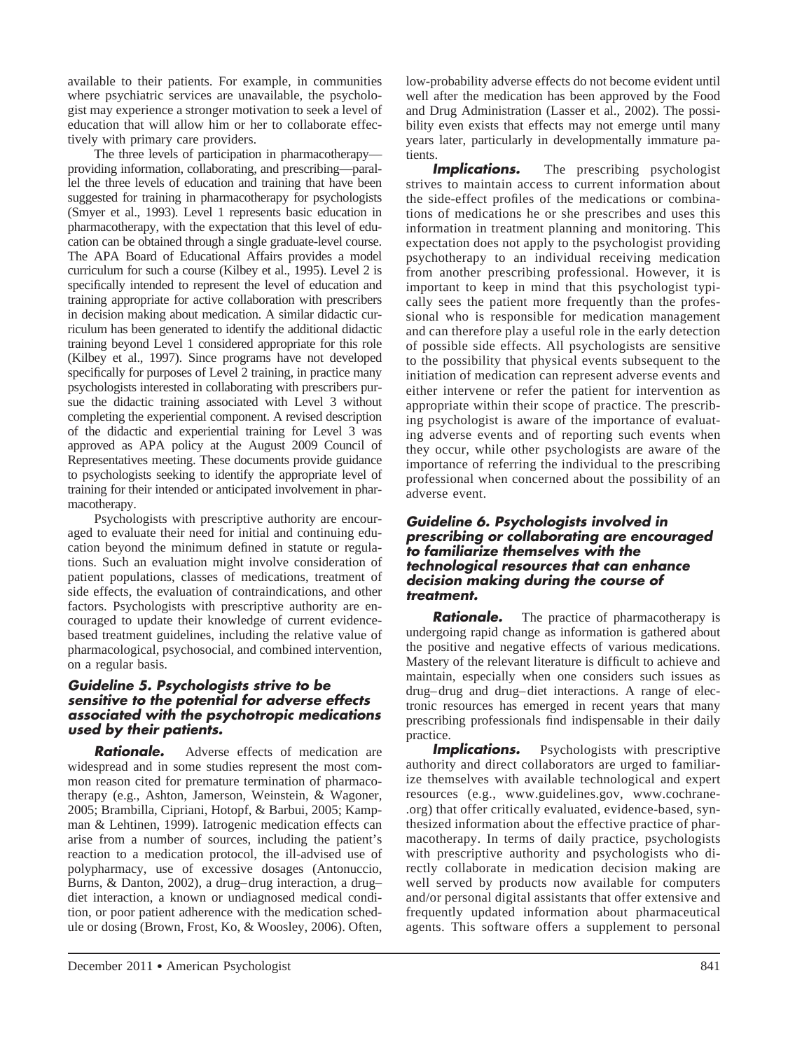available to their patients. For example, in communities where psychiatric services are unavailable, the psychologist may experience a stronger motivation to seek a level of education that will allow him or her to collaborate effectively with primary care providers.

The three levels of participation in pharmacotherapy—providing information, collaborating, and prescribing—parallel the three levels of education and training that have been suggested for training in pharmacotherapy for psychologists (Smyer et al., 1993). Level 1 represents basic education in pharmacotherapy, with the expectation that this level of education can be obtained through a single graduate-level course. The APA Board of Educational Affairs provides a model curriculum for such a course (Kilbey et al., 1995). Level 2 is specifically intended to represent the level of education and training appropriate for active collaboration with prescribers in decision making about medication. A similar didactic curriculum has been generated to identify the additional didactic training beyond Level 1 considered appropriate for this role (Kilbey et al., 1997). Since programs have not developed specifically for purposes of Level 2 training, in practice many psychologists interested in collaborating with prescribers pursue the didactic training associated with Level 3 without completing the experiential component. A revised description of the didactic and experiential training for Level 3 was approved as APA policy at the August 2009 Council of Representatives meeting. These documents provide guidance to psychologists seeking to identify the appropriate level of training for their intended or anticipated involvement in pharmacotherapy.

Psychologists with prescriptive authority are encouraged to evaluate their need for initial and continuing education beyond the minimum defined in statute or regulations. Such an evaluation might involve consideration of patient populations, classes of medications, treatment of side effects, the evaluation of contraindications, and other factors. Psychologists with prescriptive authority are encouraged to update their knowledge of current evidence-based treatment guidelines, including the relative value of pharmacological, psychosocial, and combined intervention, on a regular basis.

### Guideline 5. Psychologists strive to be sensitive to the potential for adverse effects associated with the psychotropic medications used by their patients.

***Rationale.*** Adverse effects of medication are widespread and in some studies represent the most common reason cited for premature termination of pharmacotherapy (e.g., Ashton, Jamerson, Weinstein, & Wagoner, 2005; Brambilla, Cipriani, Hotopf, & Barbui, 2005; Kampman & Lehtinen, 1999). Iatrogenic medication effects can arise from a number of sources, including the patient's reaction to a medication protocol, the ill-advised use of polypharmacy, use of excessive dosages (Antonuccio, Burns, & Danton, 2002), a drug–drug interaction, a drug–diet interaction, a known or undiagnosed medical condition, or poor patient adherence with the medication schedule or dosing (Brown, Frost, Ko, & Woosley, 2006). Often, low-probability adverse effects do not become evident until well after the medication has been approved by the Food and Drug Administration (Lasser et al., 2002). The possibility even exists that effects may not emerge until many years later, particularly in developmentally immature patients.

***Implications.*** The prescribing psychologist strives to maintain access to current information about the side-effect profiles of the medications or combinations of medications he or she prescribes and uses this information in treatment planning and monitoring. This expectation does not apply to the psychologist providing psychotherapy to an individual receiving medication from another prescribing professional. However, it is important to keep in mind that this psychologist typically sees the patient more frequently than the professional who is responsible for medication management and can therefore play a useful role in the early detection of possible side effects. All psychologists are sensitive to the possibility that physical events subsequent to the initiation of medication can represent adverse events and either intervene or refer the patient for intervention as appropriate within their scope of practice. The prescribing psychologist is aware of the importance of evaluating adverse events and of reporting such events when they occur, while other psychologists are aware of the importance of referring the individual to the prescribing professional when concerned about the possibility of an adverse event.

### Guideline 6. Psychologists involved in prescribing or collaborating are encouraged to familiarize themselves with the technological resources that can enhance decision making during the course of treatment.

***Rationale.*** The practice of pharmacotherapy is undergoing rapid change as information is gathered about the positive and negative effects of various medications. Mastery of the relevant literature is difficult to achieve and maintain, especially when one considers such issues as drug–drug and drug–diet interactions. A range of electronic resources has emerged in recent years that many prescribing professionals find indispensable in their daily practice.

***Implications.*** Psychologists with prescriptive authority and direct collaborators are urged to familiarize themselves with available technological and expert resources (e.g., www.guidelines.gov, www.cochrane.org) that offer critically evaluated, evidence-based, synthesized information about the effective practice of pharmacotherapy. In terms of daily practice, psychologists with prescriptive authority and psychologists who directly collaborate in medication decision making are well served by products now available for computers and/or personal digital assistants that offer extensive and frequently updated information about pharmaceutical agents. This software offers a supplement to personal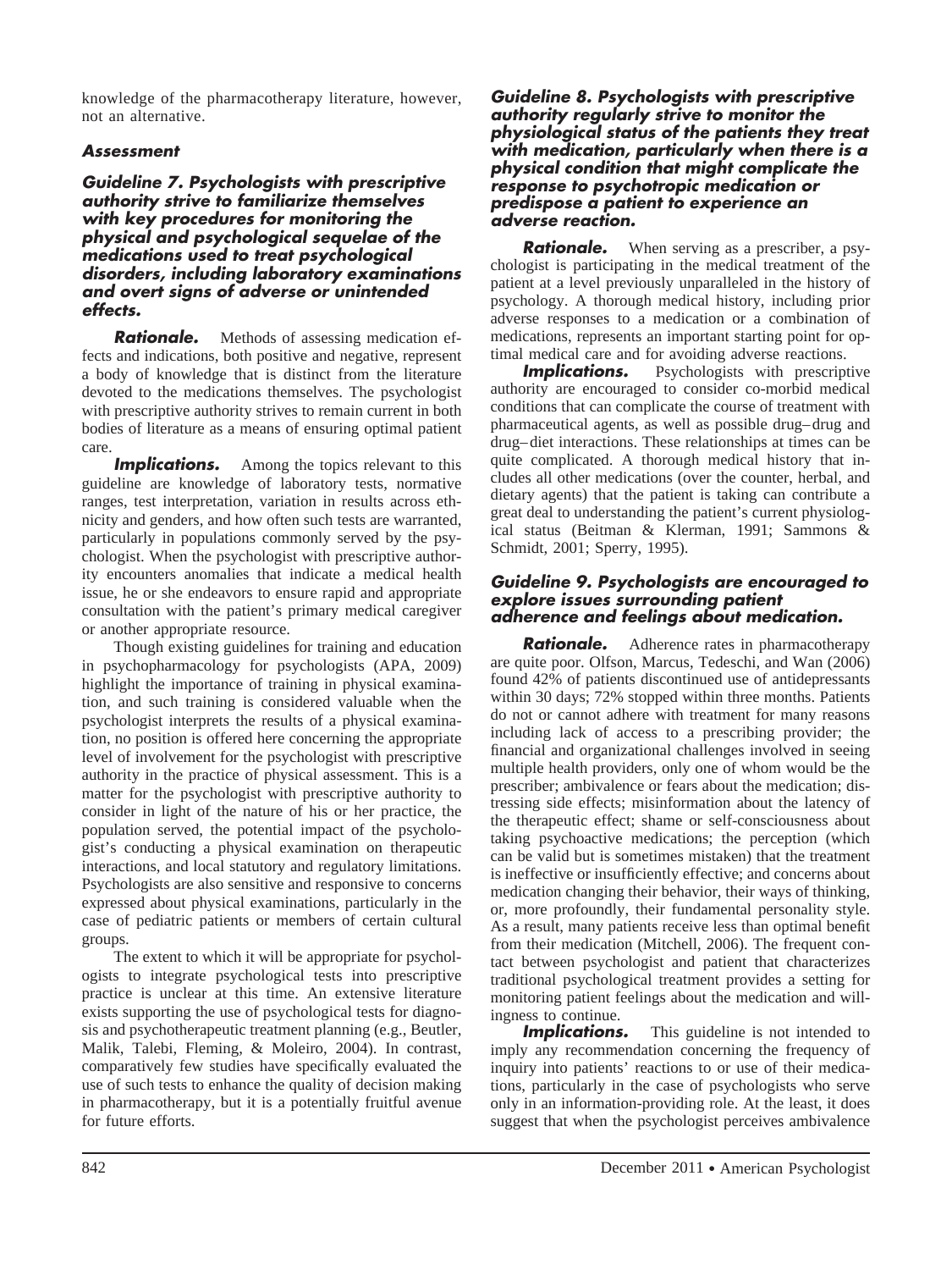knowledge of the pharmacotherapy literature, however, not an alternative.

### Assessment

#### Guideline 7. Psychologists with prescriptive authority strive to familiarize themselves with key procedures for monitoring the physical and psychological sequelae of the medications used to treat psychological disorders, including laboratory examinations and overt signs of adverse or unintended effects.

***Rationale.*** Methods of assessing medication effects and indications, both positive and negative, represent a body of knowledge that is distinct from the literature devoted to the medications themselves. The psychologist with prescriptive authority strives to remain current in both bodies of literature as a means of ensuring optimal patient care.

***Implications.*** Among the topics relevant to this guideline are knowledge of laboratory tests, normative ranges, test interpretation, variation in results across ethnicity and genders, and how often such tests are warranted, particularly in populations commonly served by the psychologist. When the psychologist with prescriptive authority encounters anomalies that indicate a medical health issue, he or she endeavors to ensure rapid and appropriate consultation with the patient's primary medical caregiver or another appropriate resource.

Though existing guidelines for training and education in psychopharmacology for psychologists (APA, 2009) highlight the importance of training in physical examination, and such training is considered valuable when the psychologist interprets the results of a physical examination, no position is offered here concerning the appropriate level of involvement for the psychologist with prescriptive authority in the practice of physical assessment. This is a matter for the psychologist with prescriptive authority to consider in light of the nature of his or her practice, the population served, the potential impact of the psychologist's conducting a physical examination on therapeutic interactions, and local statutory and regulatory limitations. Psychologists are also sensitive and responsive to concerns expressed about physical examinations, particularly in the case of pediatric patients or members of certain cultural groups.

The extent to which it will be appropriate for psychologists to integrate psychological tests into prescriptive practice is unclear at this time. An extensive literature exists supporting the use of psychological tests for diagnosis and psychotherapeutic treatment planning (e.g., Beutler, Malik, Talebi, Fleming, & Moleiro, 2004). In contrast, comparatively few studies have specifically evaluated the use of such tests to enhance the quality of decision making in pharmacotherapy, but it is a potentially fruitful avenue for future efforts.

#### Guideline 8. Psychologists with prescriptive authority regularly strive to monitor the physiological status of the patients they treat with medication, particularly when there is a physical condition that might complicate the response to psychotropic medication or predispose a patient to experience an adverse reaction.

***Rationale.*** When serving as a prescriber, a psychologist is participating in the medical treatment of the patient at a level previously unparalleled in the history of psychology. A thorough medical history, including prior adverse responses to a medication or a combination of medications, represents an important starting point for optimal medical care and for avoiding adverse reactions.

***Implications.*** Psychologists with prescriptive authority are encouraged to consider co-morbid medical conditions that can complicate the course of treatment with pharmaceutical agents, as well as possible drug–drug and drug–diet interactions. These relationships at times can be quite complicated. A thorough medical history that includes all other medications (over the counter, herbal, and dietary agents) that the patient is taking can contribute a great deal to understanding the patient's current physiological status (Beitman & Klerman, 1991; Sammons & Schmidt, 2001; Sperry, 1995).

#### Guideline 9. Psychologists are encouraged to explore issues surrounding patient adherence and feelings about medication.

***Rationale.*** Adherence rates in pharmacotherapy are quite poor. Olfson, Marcus, Tedeschi, and Wan (2006) found 42% of patients discontinued use of antidepressants within 30 days; 72% stopped within three months. Patients do not or cannot adhere with treatment for many reasons including lack of access to a prescribing provider; the financial and organizational challenges involved in seeing multiple health providers, only one of whom would be the prescriber; ambivalence or fears about the medication; distressing side effects; misinformation about the latency of the therapeutic effect; shame or self-consciousness about taking psychoactive medications; the perception (which can be valid but is sometimes mistaken) that the treatment is ineffective or insufficiently effective; and concerns about medication changing their behavior, their ways of thinking, or, more profoundly, their fundamental personality style. As a result, many patients receive less than optimal benefit from their medication (Mitchell, 2006). The frequent contact between psychologist and patient that characterizes traditional psychological treatment provides a setting for monitoring patient feelings about the medication and willingness to continue.

***Implications.*** This guideline is not intended to imply any recommendation concerning the frequency of inquiry into patients' reactions to or use of their medications, particularly in the case of psychologists who serve only in an information-providing role. At the least, it does suggest that when the psychologist perceives ambivalence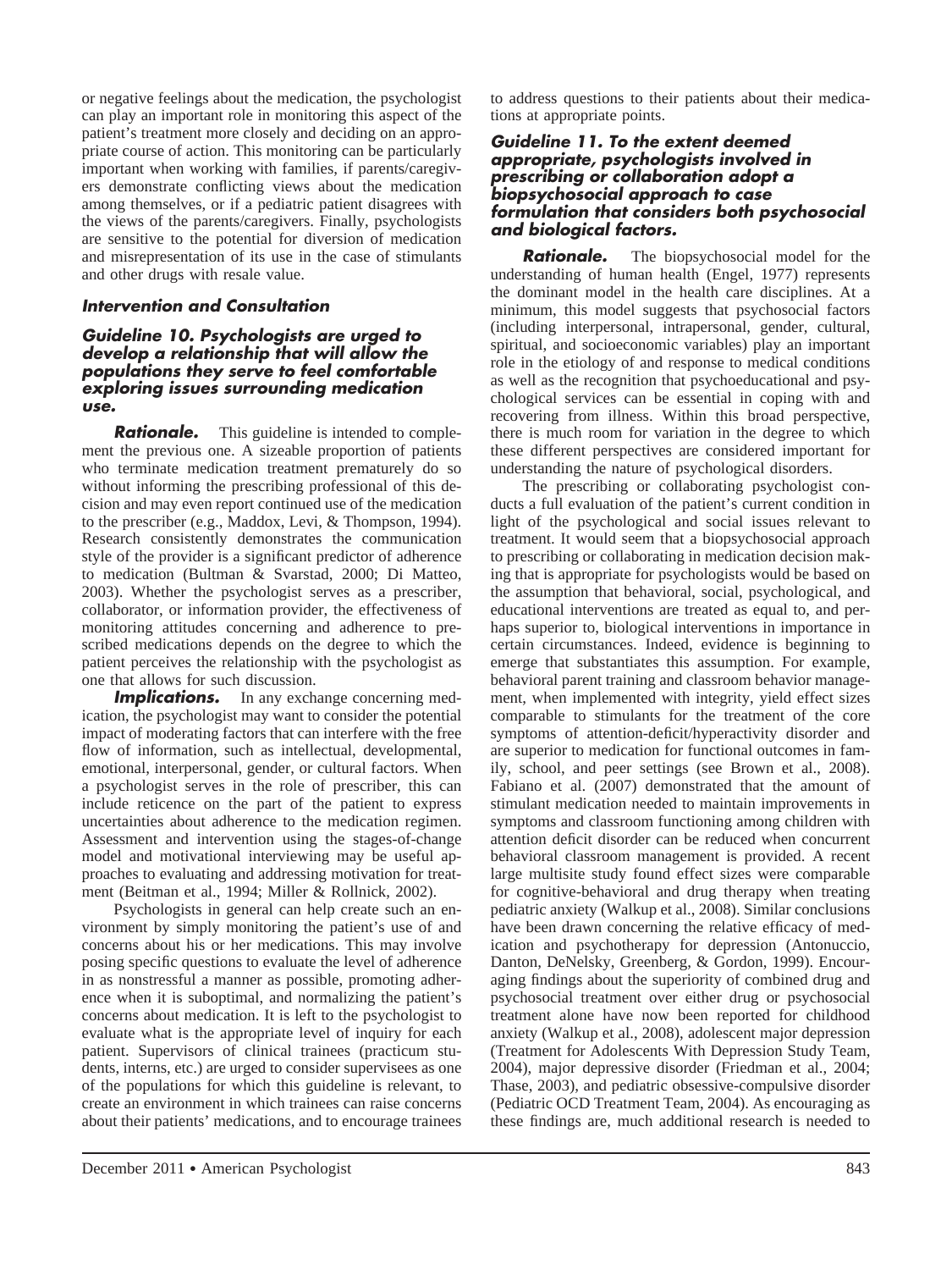or negative feelings about the medication, the psychologist can play an important role in monitoring this aspect of the patient's treatment more closely and deciding on an appropriate course of action. This monitoring can be particularly important when working with families, if parents/caregivers demonstrate conflicting views about the medication among themselves, or if a pediatric patient disagrees with the views of the parents/caregivers. Finally, psychologists are sensitive to the potential for diversion of medication and misrepresentation of its use in the case of stimulants and other drugs with resale value.

### Intervention and Consultation

#### Guideline 10. Psychologists are urged to develop a relationship that will allow the populations they serve to feel comfortable exploring issues surrounding medication use.

***Rationale.*** This guideline is intended to complement the previous one. A sizeable proportion of patients who terminate medication treatment prematurely do so without informing the prescribing professional of this decision and may even report continued use of the medication to the prescriber (e.g., Maddox, Levi, & Thompson, 1994). Research consistently demonstrates the communication style of the provider is a significant predictor of adherence to medication (Bultman & Svarstad, 2000; Di Matteo, 2003). Whether the psychologist serves as a prescriber, collaborator, or information provider, the effectiveness of monitoring attitudes concerning and adherence to prescribed medications depends on the degree to which the patient perceives the relationship with the psychologist as one that allows for such discussion.

***Implications.*** In any exchange concerning medication, the psychologist may want to consider the potential impact of moderating factors that can interfere with the free flow of information, such as intellectual, developmental, emotional, interpersonal, gender, or cultural factors. When a psychologist serves in the role of prescriber, this can include reticence on the part of the patient to express uncertainties about adherence to the medication regimen. Assessment and intervention using the stages-of-change model and motivational interviewing may be useful approaches to evaluating and addressing motivation for treatment (Beitman et al., 1994; Miller & Rollnick, 2002).

Psychologists in general can help create such an environment by simply monitoring the patient's use of and concerns about his or her medications. This may involve posing specific questions to evaluate the level of adherence in as nonstressful a manner as possible, promoting adherence when it is suboptimal, and normalizing the patient's concerns about medication. It is left to the psychologist to evaluate what is the appropriate level of inquiry for each patient. Supervisors of clinical trainees (practicum students, interns, etc.) are urged to consider supervisees as one of the populations for which this guideline is relevant, to create an environment in which trainees can raise concerns about their patients' medications, and to encourage trainees to address questions to their patients about their medications at appropriate points.

#### Guideline 11. To the extent deemed appropriate, psychologists involved in prescribing or collaboration adopt a biopsychosocial approach to case formulation that considers both psychosocial and biological factors.

***Rationale.*** The biopsychosocial model for the understanding of human health (Engel, 1977) represents the dominant model in the health care disciplines. At a minimum, this model suggests that psychosocial factors (including interpersonal, intrapersonal, gender, cultural, spiritual, and socioeconomic variables) play an important role in the etiology of and response to medical conditions as well as the recognition that psychoeducational and psychological services can be essential in coping with and recovering from illness. Within this broad perspective, there is much room for variation in the degree to which these different perspectives are considered important for understanding the nature of psychological disorders.

The prescribing or collaborating psychologist conducts a full evaluation of the patient's current condition in light of the psychological and social issues relevant to treatment. It would seem that a biopsychosocial approach to prescribing or collaborating in medication decision making that is appropriate for psychologists would be based on the assumption that behavioral, social, psychological, and educational interventions are treated as equal to, and perhaps superior to, biological interventions in importance in certain circumstances. Indeed, evidence is beginning to emerge that substantiates this assumption. For example, behavioral parent training and classroom behavior management, when implemented with integrity, yield effect sizes comparable to stimulants for the treatment of the core symptoms of attention-deficit/hyperactivity disorder and are superior to medication for functional outcomes in family, school, and peer settings (see Brown et al., 2008). Fabiano et al. (2007) demonstrated that the amount of stimulant medication needed to maintain improvements in symptoms and classroom functioning among children with attention deficit disorder can be reduced when concurrent behavioral classroom management is provided. A recent large multisite study found effect sizes were comparable for cognitive-behavioral and drug therapy when treating pediatric anxiety (Walkup et al., 2008). Similar conclusions have been drawn concerning the relative efficacy of medication and psychotherapy for depression (Antonuccio, Danton, DeNelsky, Greenberg, & Gordon, 1999). Encouraging findings about the superiority of combined drug and psychosocial treatment over either drug or psychosocial treatment alone have now been reported for childhood anxiety (Walkup et al., 2008), adolescent major depression (Treatment for Adolescents With Depression Study Team, 2004), major depressive disorder (Friedman et al., 2004; Thase, 2003), and pediatric obsessive-compulsive disorder (Pediatric OCD Treatment Team, 2004). As encouraging as these findings are, much additional research is needed to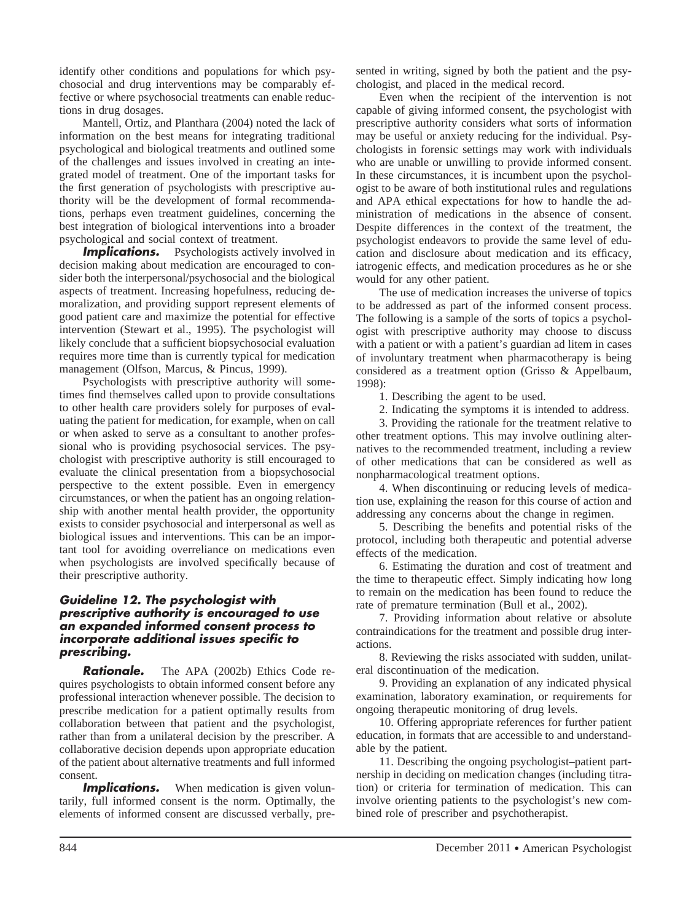identify other conditions and populations for which psychosocial and drug interventions may be comparably effective or where psychosocial treatments can enable reductions in drug dosages.

Mantell, Ortiz, and Planthara (2004) noted the lack of information on the best means for integrating traditional psychological and biological treatments and outlined some of the challenges and issues involved in creating an integrated model of treatment. One of the important tasks for the first generation of psychologists with prescriptive authority will be the development of formal recommendations, perhaps even treatment guidelines, concerning the best integration of biological interventions into a broader psychological and social context of treatment.

***Implications.*** Psychologists actively involved in decision making about medication are encouraged to consider both the interpersonal/psychosocial and the biological aspects of treatment. Increasing hopefulness, reducing demoralization, and providing support represent elements of good patient care and maximize the potential for effective intervention (Stewart et al., 1995). The psychologist will likely conclude that a sufficient biopsychosocial evaluation requires more time than is currently typical for medication management (Olfson, Marcus, & Pincus, 1999).

Psychologists with prescriptive authority will sometimes find themselves called upon to provide consultations to other health care providers solely for purposes of evaluating the patient for medication, for example, when on call or when asked to serve as a consultant to another professional who is providing psychosocial services. The psychologist with prescriptive authority is still encouraged to evaluate the clinical presentation from a biopsychosocial perspective to the extent possible. Even in emergency circumstances, or when the patient has an ongoing relationship with another mental health provider, the opportunity exists to consider psychosocial and interpersonal as well as biological issues and interventions. This can be an important tool for avoiding overreliance on medications even when psychologists are involved specifically because of their prescriptive authority.

### Guideline 12. The psychologist with prescriptive authority is encouraged to use an expanded informed consent process to incorporate additional issues specific to prescribing.

***Rationale.*** The APA (2002b) Ethics Code requires psychologists to obtain informed consent before any professional interaction whenever possible. The decision to prescribe medication for a patient optimally results from collaboration between that patient and the psychologist, rather than from a unilateral decision by the prescriber. A collaborative decision depends upon appropriate education of the patient about alternative treatments and full informed consent.

***Implications.*** When medication is given voluntarily, full informed consent is the norm. Optimally, the elements of informed consent are discussed verbally, presented in writing, signed by both the patient and the psychologist, and placed in the medical record.

Even when the recipient of the intervention is not capable of giving informed consent, the psychologist with prescriptive authority considers what sorts of information may be useful or anxiety reducing for the individual. Psychologists in forensic settings may work with individuals who are unable or unwilling to provide informed consent. In these circumstances, it is incumbent upon the psychologist to be aware of both institutional rules and regulations and APA ethical expectations for how to handle the administration of medications in the absence of consent. Despite differences in the context of the treatment, the psychologist endeavors to provide the same level of education and disclosure about medication and its efficacy, iatrogenic effects, and medication procedures as he or she would for any other patient.

The use of medication increases the universe of topics to be addressed as part of the informed consent process. The following is a sample of the sorts of topics a psychologist with prescriptive authority may choose to discuss with a patient or with a patient's guardian ad litem in cases of involuntary treatment when pharmacotherapy is being considered as a treatment option (Grisso & Appelbaum, 1998):

1. Describing the agent to be used.
2. Indicating the symptoms it is intended to address.
3. Providing the rationale for the treatment relative to other treatment options. This may involve outlining alternatives to the recommended treatment, including a review of other medications that can be considered as well as nonpharmacological treatment options.
4. When discontinuing or reducing levels of medication use, explaining the reason for this course of action and addressing any concerns about the change in regimen.
5. Describing the benefits and potential risks of the protocol, including both therapeutic and potential adverse effects of the medication.
6. Estimating the duration and cost of treatment and the time to therapeutic effect. Simply indicating how long to remain on the medication has been found to reduce the rate of premature termination (Bull et al., 2002).
7. Providing information about relative or absolute contraindications for the treatment and possible drug interactions.
8. Reviewing the risks associated with sudden, unilateral discontinuation of the medication.
9. Providing an explanation of any indicated physical examination, laboratory examination, or requirements for ongoing therapeutic monitoring of drug levels.
10. Offering appropriate references for further patient education, in formats that are accessible to and understandable by the patient.
11. Describing the ongoing psychologist–patient partnership in deciding on medication changes (including titration) or criteria for termination of medication. This can involve orienting patients to the psychologist's new combined role of prescriber and psychotherapist.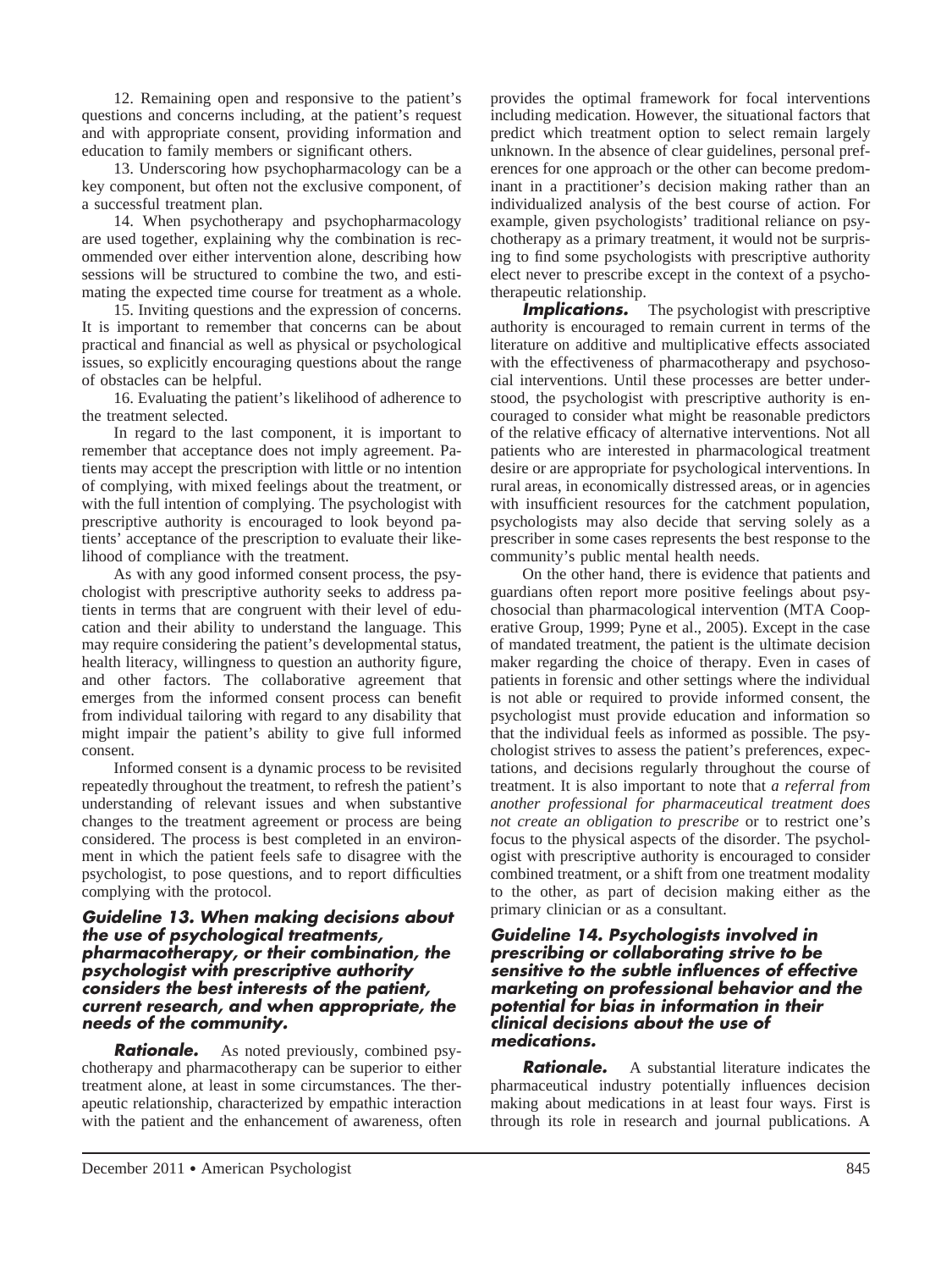12. Remaining open and responsive to the patient's questions and concerns including, at the patient's request and with appropriate consent, providing information and education to family members or significant others.

13. Underscoring how psychopharmacology can be a key component, but often not the exclusive component, of a successful treatment plan.

14. When psychotherapy and psychopharmacology are used together, explaining why the combination is recommended over either intervention alone, describing how sessions will be structured to combine the two, and estimating the expected time course for treatment as a whole.

15. Inviting questions and the expression of concerns. It is important to remember that concerns can be about practical and financial as well as physical or psychological issues, so explicitly encouraging questions about the range of obstacles can be helpful.

16. Evaluating the patient's likelihood of adherence to the treatment selected.

In regard to the last component, it is important to remember that acceptance does not imply agreement. Patients may accept the prescription with little or no intention of complying, with mixed feelings about the treatment, or with the full intention of complying. The psychologist with prescriptive authority is encouraged to look beyond patients' acceptance of the prescription to evaluate their likelihood of compliance with the treatment.

As with any good informed consent process, the psychologist with prescriptive authority seeks to address patients in terms that are congruent with their level of education and their ability to understand the language. This may require considering the patient's developmental status, health literacy, willingness to question an authority figure, and other factors. The collaborative agreement that emerges from the informed consent process can benefit from individual tailoring with regard to any disability that might impair the patient's ability to give full informed consent.

Informed consent is a dynamic process to be revisited repeatedly throughout the treatment, to refresh the patient's understanding of relevant issues and when substantive changes to the treatment agreement or process are being considered. The process is best completed in an environment in which the patient feels safe to disagree with the psychologist, to pose questions, and to report difficulties complying with the protocol.

### Guideline 13. When making decisions about the use of psychological treatments, pharmacotherapy, or their combination, the psychologist with prescriptive authority considers the best interests of the patient, current research, and when appropriate, the needs of the community.

***Rationale.*** As noted previously, combined psychotherapy and pharmacotherapy can be superior to either treatment alone, at least in some circumstances. The therapeutic relationship, characterized by empathic interaction with the patient and the enhancement of awareness, often provides the optimal framework for focal interventions including medication. However, the situational factors that predict which treatment option to select remain largely unknown. In the absence of clear guidelines, personal preferences for one approach or the other can become predominant in a practitioner's decision making rather than an individualized analysis of the best course of action. For example, given psychologists' traditional reliance on psychotherapy as a primary treatment, it would not be surprising to find some psychologists with prescriptive authority elect never to prescribe except in the context of a psychotherapeutic relationship.

***Implications.*** The psychologist with prescriptive authority is encouraged to remain current in terms of the literature on additive and multiplicative effects associated with the effectiveness of pharmacotherapy and psychosocial interventions. Until these processes are better understood, the psychologist with prescriptive authority is encouraged to consider what might be reasonable predictors of the relative efficacy of alternative interventions. Not all patients who are interested in pharmacological treatment desire or are appropriate for psychological interventions. In rural areas, in economically distressed areas, or in agencies with insufficient resources for the catchment population, psychologists may also decide that serving solely as a prescriber in some cases represents the best response to the community's public mental health needs.

On the other hand, there is evidence that patients and guardians often report more positive feelings about psychosocial than pharmacological intervention (MTA Cooperative Group, 1999; Pyne et al., 2005). Except in the case of mandated treatment, the patient is the ultimate decision maker regarding the choice of therapy. Even in cases of patients in forensic and other settings where the individual is not able or required to provide informed consent, the psychologist must provide education and information so that the individual feels as informed as possible. The psychologist strives to assess the patient's preferences, expectations, and decisions regularly throughout the course of treatment. It is also important to note that *a referral from another professional for pharmaceutical treatment does not create an obligation to prescribe* or to restrict one's focus to the physical aspects of the disorder. The psychologist with prescriptive authority is encouraged to consider combined treatment, or a shift from one treatment modality to the other, as part of decision making either as the primary clinician or as a consultant.

### Guideline 14. Psychologists involved in prescribing or collaborating strive to be sensitive to the subtle influences of effective marketing on professional behavior and the potential for bias in information in their clinical decisions about the use of medications.

***Rationale.*** A substantial literature indicates the pharmaceutical industry potentially influences decision making about medications in at least four ways. First is through its role in research and journal publications. A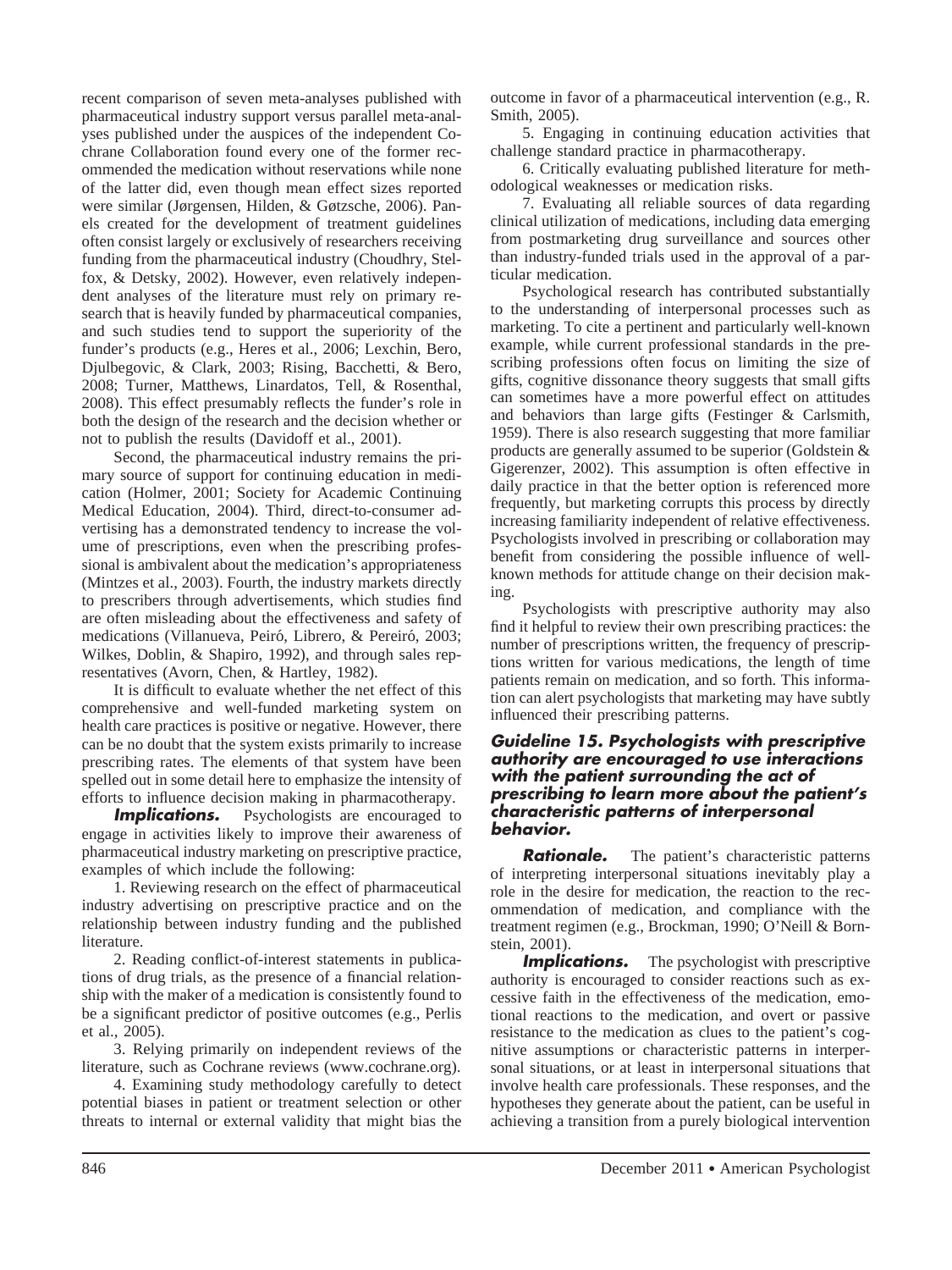recent comparison of seven meta-analyses published with pharmaceutical industry support versus parallel meta-analyses published under the auspices of the independent Cochrane Collaboration found every one of the former recommended the medication without reservations while none of the latter did, even though mean effect sizes reported were similar (Jørgensen, Hilden, & Gøtzsche, 2006). Panels created for the development of treatment guidelines often consist largely or exclusively of researchers receiving funding from the pharmaceutical industry (Choudhry, Stelfox, & Detsky, 2002). However, even relatively independent analyses of the literature must rely on primary research that is heavily funded by pharmaceutical companies, and such studies tend to support the superiority of the funder's products (e.g., Heres et al., 2006; Lexchin, Bero, Djulbegovic, & Clark, 2003; Rising, Bacchetti, & Bero, 2008; Turner, Matthews, Linardatos, Tell, & Rosenthal, 2008). This effect presumably reflects the funder's role in both the design of the research and the decision whether or not to publish the results (Davidoff et al., 2001).

Second, the pharmaceutical industry remains the primary source of support for continuing education in medication (Holmer, 2001; Society for Academic Continuing Medical Education, 2004). Third, direct-to-consumer advertising has a demonstrated tendency to increase the volume of prescriptions, even when the prescribing professional is ambivalent about the medication's appropriateness (Mintzes et al., 2003). Fourth, the industry markets directly to prescribers through advertisements, which studies find are often misleading about the effectiveness and safety of medications (Villanueva, Peiró, Librero, & Pereiró, 2003; Wilkes, Doblin, & Shapiro, 1992), and through sales representatives (Avorn, Chen, & Hartley, 1982).

It is difficult to evaluate whether the net effect of this comprehensive and well-funded marketing system on health care practices is positive or negative. However, there can be no doubt that the system exists primarily to increase prescribing rates. The elements of that system have been spelled out in some detail here to emphasize the intensity of efforts to influence decision making in pharmacotherapy.

***Implications.*** Psychologists are encouraged to engage in activities likely to improve their awareness of pharmaceutical industry marketing on prescriptive practice, examples of which include the following:

1. Reviewing research on the effect of pharmaceutical industry advertising on prescriptive practice and on the relationship between industry funding and the published literature.

2. Reading conflict-of-interest statements in publications of drug trials, as the presence of a financial relationship with the maker of a medication is consistently found to be a significant predictor of positive outcomes (e.g., Perlis et al., 2005).

3. Relying primarily on independent reviews of the literature, such as Cochrane reviews (www.cochrane.org).

4. Examining study methodology carefully to detect potential biases in patient or treatment selection or other threats to internal or external validity that might bias the outcome in favor of a pharmaceutical intervention (e.g., R. Smith, 2005).

5. Engaging in continuing education activities that challenge standard practice in pharmacotherapy.

6. Critically evaluating published literature for methodological weaknesses or medication risks.

7. Evaluating all reliable sources of data regarding clinical utilization of medications, including data emerging from postmarketing drug surveillance and sources other than industry-funded trials used in the approval of a particular medication.

Psychological research has contributed substantially to the understanding of interpersonal processes such as marketing. To cite a pertinent and particularly well-known example, while current professional standards in the prescribing professions often focus on limiting the size of gifts, cognitive dissonance theory suggests that small gifts can sometimes have a more powerful effect on attitudes and behaviors than large gifts (Festinger & Carlsmith, 1959). There is also research suggesting that more familiar products are generally assumed to be superior (Goldstein & Gigerenzer, 2002). This assumption is often effective in daily practice in that the better option is referenced more frequently, but marketing corrupts this process by directly increasing familiarity independent of relative effectiveness. Psychologists involved in prescribing or collaboration may benefit from considering the possible influence of well-known methods for attitude change on their decision making.

Psychologists with prescriptive authority may also find it helpful to review their own prescribing practices: the number of prescriptions written, the frequency of prescriptions written for various medications, the length of time patients remain on medication, and so forth. This information can alert psychologists that marketing may have subtly influenced their prescribing patterns.

### Guideline 15. Psychologists with prescriptive authority are encouraged to use interactions with the patient surrounding the act of prescribing to learn more about the patient's characteristic patterns of interpersonal behavior.

***Rationale.*** The patient's characteristic patterns of interpreting interpersonal situations inevitably play a role in the desire for medication, the reaction to the recommendation of medication, and compliance with the treatment regimen (e.g., Brockman, 1990; O'Neill & Bornstein, 2001).

***Implications.*** The psychologist with prescriptive authority is encouraged to consider reactions such as excessive faith in the effectiveness of the medication, emotional reactions to the medication, and overt or passive resistance to the medication as clues to the patient's cognitive assumptions or characteristic patterns in interpersonal situations, or at least in interpersonal situations that involve health care professionals. These responses, and the hypotheses they generate about the patient, can be useful in achieving a transition from a purely biological intervention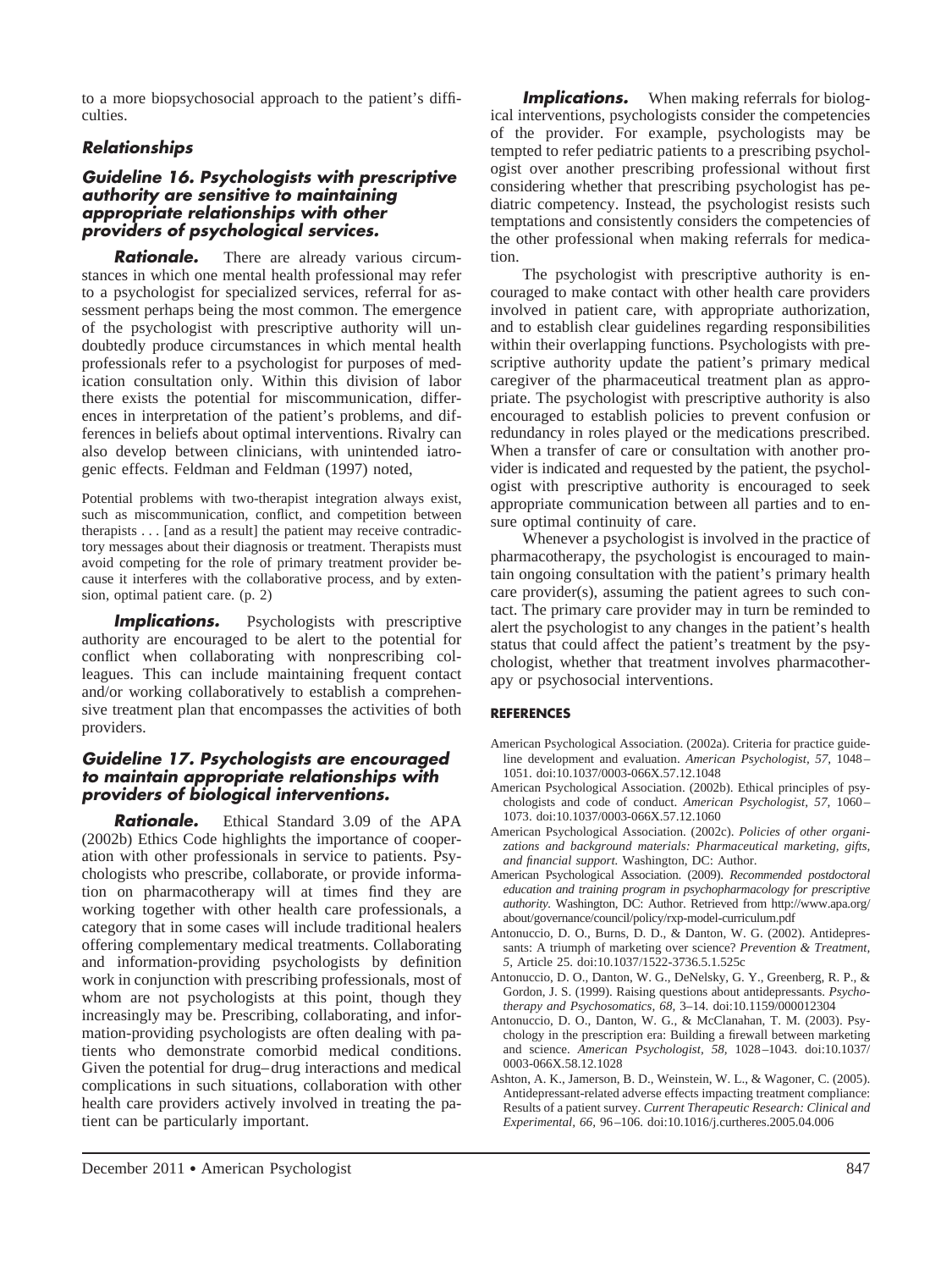to a more biopsychosocial approach to the patient's difficulties.

### *Relationships*

#### *Guideline 16. Psychologists with prescriptive authority are sensitive to maintaining appropriate relationships with other providers of psychological services.*

***Rationale.*** There are already various circumstances in which one mental health professional may refer to a psychologist for specialized services, referral for assessment perhaps being the most common. The emergence of the psychologist with prescriptive authority will undoubtedly produce circumstances in which mental health professionals refer to a psychologist for purposes of medication consultation only. Within this division of labor there exists the potential for miscommunication, differences in interpretation of the patient's problems, and differences in beliefs about optimal interventions. Rivalry can also develop between clinicians, with unintended iatrogenic effects. Feldman and Feldman (1997) noted,

> Potential problems with two-therapist integration always exist, such as miscommunication, conflict, and competition between therapists . . . [and as a result] the patient may receive contradictory messages about their diagnosis or treatment. Therapists must avoid competing for the role of primary treatment provider because it interferes with the collaborative process, and by extension, optimal patient care. (p. 2)

***Implications.*** Psychologists with prescriptive authority are encouraged to be alert to the potential for conflict when collaborating with nonprescribing colleagues. This can include maintaining frequent contact and/or working collaboratively to establish a comprehensive treatment plan that encompasses the activities of both providers.

#### *Guideline 17. Psychologists are encouraged to maintain appropriate relationships with providers of biological interventions.*

***Rationale.*** Ethical Standard 3.09 of the APA (2002b) Ethics Code highlights the importance of cooperation with other professionals in service to patients. Psychologists who prescribe, collaborate, or provide information on pharmacotherapy will at times find they are working together with other health care professionals, a category that in some cases will include traditional healers offering complementary medical treatments. Collaborating and information-providing psychologists by definition work in conjunction with prescribing professionals, most of whom are not psychologists at this point, though they increasingly may be. Prescribing, collaborating, and information-providing psychologists are often dealing with patients who demonstrate comorbid medical conditions. Given the potential for drug–drug interactions and medical complications in such situations, collaboration with other health care providers actively involved in treating the patient can be particularly important.

***Implications.*** When making referrals for biological interventions, psychologists consider the competencies of the provider. For example, psychologists may be tempted to refer pediatric patients to a prescribing psychologist over another prescribing professional without first considering whether that prescribing psychologist has pediatric competency. Instead, the psychologist resists such temptations and consistently considers the competencies of the other professional when making referrals for medication.

The psychologist with prescriptive authority is encouraged to make contact with other health care providers involved in patient care, with appropriate authorization, and to establish clear guidelines regarding responsibilities within their overlapping functions. Psychologists with prescriptive authority update the patient's primary medical caregiver of the pharmaceutical treatment plan as appropriate. The psychologist with prescriptive authority is also encouraged to establish policies to prevent confusion or redundancy in roles played or the medications prescribed. When a transfer of care or consultation with another provider is indicated and requested by the patient, the psychologist with prescriptive authority is encouraged to seek appropriate communication between all parties and to ensure optimal continuity of care.

Whenever a psychologist is involved in the practice of pharmacotherapy, the psychologist is encouraged to maintain ongoing consultation with the patient's primary health care provider(s), assuming the patient agrees to such contact. The primary care provider may in turn be reminded to alert the psychologist to any changes in the patient's health status that could affect the patient's treatment by the psychologist, whether that treatment involves pharmacotherapy or psychosocial interventions.

## REFERENCES

American Psychological Association. (2002a). Criteria for practice guideline development and evaluation. *American Psychologist, 57,* 1048–1051. doi:10.1037/0003-066X.57.12.1048

American Psychological Association. (2002b). Ethical principles of psychologists and code of conduct. *American Psychologist, 57,* 1060–1073. doi:10.1037/0003-066X.57.12.1060

American Psychological Association. (2002c). *Policies of other organizations and background materials: Pharmaceutical marketing, gifts, and financial support.* Washington, DC: Author.

American Psychological Association. (2009). *Recommended postdoctoral education and training program in psychopharmacology for prescriptive authority.* Washington, DC: Author. Retrieved from http://www.apa.org/about/governance/council/policy/rxp-model-curriculum.pdf

Antonuccio, D. O., Burns, D. D., & Danton, W. G. (2002). Antidepressants: A triumph of marketing over science? *Prevention & Treatment, 5,* Article 25. doi:10.1037/1522-3736.5.1.525c

Antonuccio, D. O., Danton, W. G., DeNelsky, G. Y., Greenberg, R. P., & Gordon, J. S. (1999). Raising questions about antidepressants. *Psychotherapy and Psychosomatics, 68,* 3–14. doi:10.1159/000012304

Antonuccio, D. O., Danton, W. G., & McClanahan, T. M. (2003). Psychology in the prescription era: Building a firewall between marketing and science. *American Psychologist, 58,* 1028–1043. doi:10.1037/0003-066X.58.12.1028

Ashton, A. K., Jamerson, B. D., Weinstein, W. L., & Wagoner, C. (2005). Antidepressant-related adverse effects impacting treatment compliance: Results of a patient survey. *Current Therapeutic Research: Clinical and Experimental, 66,* 96–106. doi:10.1016/j.curtheres.2005.04.006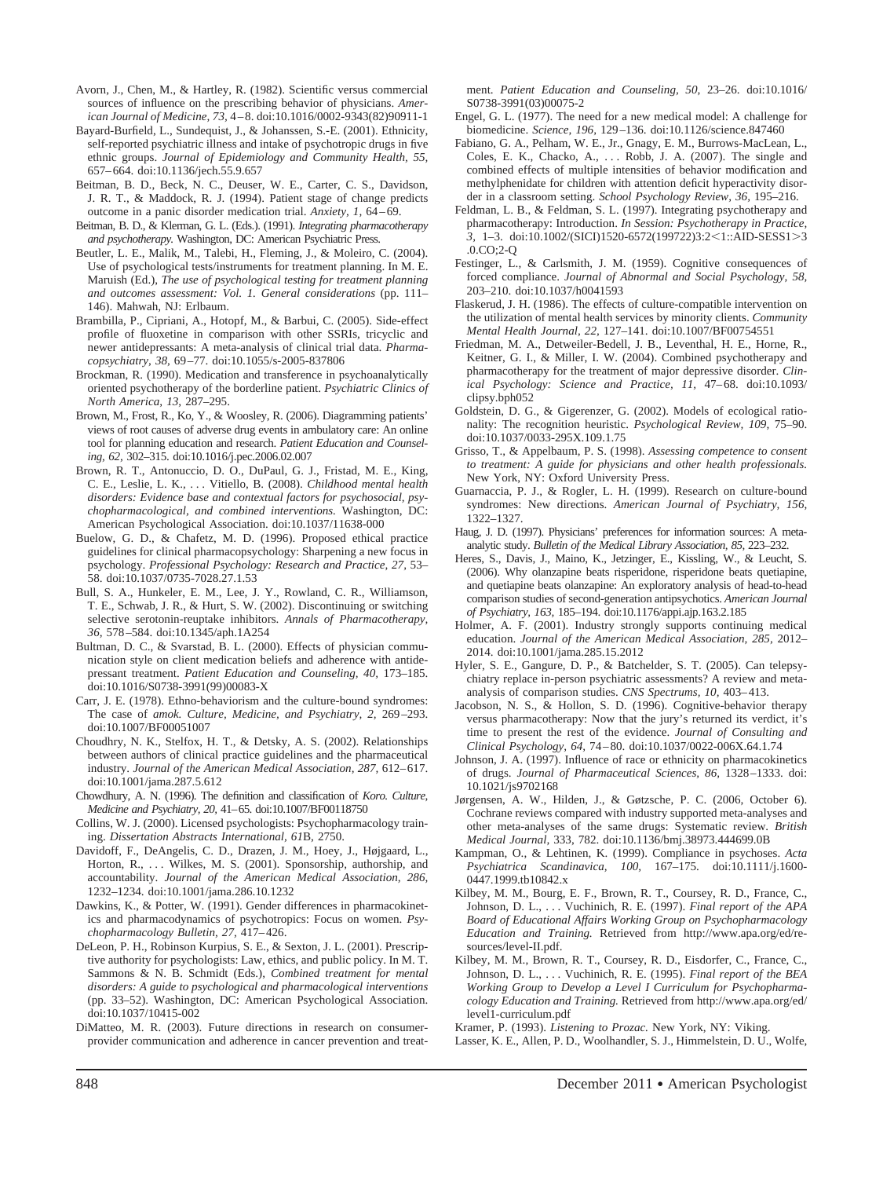Avorn, J., Chen, M., & Hartley, R. (1982). Scientific versus commercial sources of influence on the prescribing behavior of physicians. *American Journal of Medicine, 73,* 4–8. doi:10.1016/0002-9343(82)90911-1

Bayard-Burfield, L., Sundequist, J., & Johanssen, S.-E. (2001). Ethnicity, self-reported psychiatric illness and intake of psychotropic drugs in five ethnic groups. *Journal of Epidemiology and Community Health, 55,* 657–664. doi:10.1136/jech.55.9.657

Beitman, B. D., Beck, N. C., Deuser, W. E., Carter, C. S., Davidson, J. R. T., & Maddock, R. J. (1994). Patient stage of change predicts outcome in a panic disorder medication trial. *Anxiety, 1,* 64–69.

Beitman, B. D., & Klerman, G. L. (Eds.). (1991). *Integrating pharmacotherapy and psychotherapy.* Washington, DC: American Psychiatric Press.

Beutler, L. E., Malik, M., Talebi, H., Fleming, J., & Moleiro, C. (2004). Use of psychological tests/instruments for treatment planning. In M. E. Maruish (Ed.), *The use of psychological testing for treatment planning and outcomes assessment: Vol. 1. General considerations* (pp. 111–146). Mahwah, NJ: Erlbaum.

Brambilla, P., Cipriani, A., Hotopf, M., & Barbui, C. (2005). Side-effect profile of fluoxetine in comparison with other SSRIs, tricyclic and newer antidepressants: A meta-analysis of clinical trial data. *Pharmacopsychiatry, 38,* 69–77. doi:10.1055/s-2005-837806

Brockman, R. (1990). Medication and transference in psychoanalytically oriented psychotherapy of the borderline patient. *Psychiatric Clinics of North America, 13,* 287–295.

Brown, M., Frost, R., Ko, Y., & Woosley, R. (2006). Diagramming patients' views of root causes of adverse drug events in ambulatory care: An online tool for planning education and research. *Patient Education and Counseling, 62,* 302–315. doi:10.1016/j.pec.2006.02.007

Brown, R. T., Antonuccio, D. O., DuPaul, G. J., Fristad, M. E., King, C. E., Leslie, L. K., . . . Vitiello, B. (2008). *Childhood mental health disorders: Evidence base and contextual factors for psychosocial, psychopharmacological, and combined interventions.* Washington, DC: American Psychological Association. doi:10.1037/11638-000

Buelow, G. D., & Chafetz, M. D. (1996). Proposed ethical practice guidelines for clinical pharmacopsychology: Sharpening a new focus in psychology. *Professional Psychology: Research and Practice, 27,* 53–58. doi:10.1037/0735-7028.27.1.53

Bull, S. A., Hunkeler, E. M., Lee, J. Y., Rowland, C. R., Williamson, T. E., Schwab, J. R., & Hurt, S. W. (2002). Discontinuing or switching selective serotonin-reuptake inhibitors. *Annals of Pharmacotherapy, 36,* 578–584. doi:10.1345/aph.1A254

Bultman, D. C., & Svarstad, B. L. (2000). Effects of physician communication style on client medication beliefs and adherence with antidepressant treatment. *Patient Education and Counseling, 40,* 173–185. doi:10.1016/S0738-3991(99)00083-X

Carr, J. E. (1978). Ethno-behaviorism and the culture-bound syndromes: The case of *amok. Culture, Medicine, and Psychiatry, 2,* 269–293. doi:10.1007/BF00051007

Choudhry, N. K., Stelfox, H. T., & Detsky, A. S. (2002). Relationships between authors of clinical practice guidelines and the pharmaceutical industry. *Journal of the American Medical Association, 287,* 612–617. doi:10.1001/jama.287.5.612

Chowdhury, A. N. (1996). The definition and classification of *Koro. Culture, Medicine and Psychiatry, 20,* 41–65. doi:10.1007/BF00118750

Collins, W. J. (2000). Licensed psychologists: Psychopharmacology training. *Dissertation Abstracts International, 61*B, 2750.

Davidoff, F., DeAngelis, C. D., Drazen, J. M., Hoey, J., Højgaard, L., Horton, R., . . . Wilkes, M. S. (2001). Sponsorship, authorship, and accountability. *Journal of the American Medical Association, 286,* 1232–1234. doi:10.1001/jama.286.10.1232

Dawkins, K., & Potter, W. (1991). Gender differences in pharmacokinetics and pharmacodynamics of psychotropics: Focus on women. *Psychopharmacology Bulletin, 27,* 417–426.

DeLeon, P. H., Robinson Kurpius, S. E., & Sexton, J. L. (2001). Prescriptive authority for psychologists: Law, ethics, and public policy. In M. T. Sammons & N. B. Schmidt (Eds.), *Combined treatment for mental disorders: A guide to psychological and pharmacological interventions* (pp. 33–52). Washington, DC: American Psychological Association. doi:10.1037/10415-002

DiMatteo, M. R. (2003). Future directions in research on consumer-provider communication and adherence in cancer prevention and treatment. *Patient Education and Counseling, 50,* 23–26. doi:10.1016/S0738-3991(03)00075-2

Engel, G. L. (1977). The need for a new medical model: A challenge for biomedicine. *Science, 196,* 129–136. doi:10.1126/science.847460

Fabiano, G. A., Pelham, W. E., Jr., Gnagy, E. M., Burrows-MacLean, L., Coles, E. K., Chacko, A., . . . Robb, J. A. (2007). The single and combined effects of multiple intensities of behavior modification and methylphenidate for children with attention deficit hyperactivity disorder in a classroom setting. *School Psychology Review, 36,* 195–216.

Feldman, L. B., & Feldman, S. L. (1997). Integrating psychotherapy and pharmacotherapy: Introduction. *In Session: Psychotherapy in Practice, 3,* 1–3. doi:10.1002/(SICI)1520-6572(199722)3:2<1::AID-SESS1>3.0.CO;2-Q

Festinger, L., & Carlsmith, J. M. (1959). Cognitive consequences of forced compliance. *Journal of Abnormal and Social Psychology, 58,* 203–210. doi:10.1037/h0041593

Flaskerud, J. H. (1986). The effects of culture-compatible intervention on the utilization of mental health services by minority clients. *Community Mental Health Journal, 22,* 127–141. doi:10.1007/BF00754551

Friedman, M. A., Detweiler-Bedell, J. B., Leventhal, H. E., Horne, R., Keitner, G. I., & Miller, I. W. (2004). Combined psychotherapy and pharmacotherapy for the treatment of major depressive disorder. *Clinical Psychology: Science and Practice, 11,* 47–68. doi:10.1093/clipsy.bph052

Goldstein, D. G., & Gigerenzer, G. (2002). Models of ecological rationality: The recognition heuristic. *Psychological Review, 109,* 75–90. doi:10.1037/0033-295X.109.1.75

Grisso, T., & Appelbaum, P. S. (1998). *Assessing competence to consent to treatment: A guide for physicians and other health professionals.* New York, NY: Oxford University Press.

Guarnaccia, P. J., & Rogler, L. H. (1999). Research on culture-bound syndromes: New directions. *American Journal of Psychiatry, 156,* 1322–1327.

Haug, J. D. (1997). Physicians' preferences for information sources: A meta-analytic study. *Bulletin of the Medical Library Association, 85,* 223–232.

Heres, S., Davis, J., Maino, K., Jetzinger, E., Kissling, W., & Leucht, S. (2006). Why olanzapine beats risperidone, risperidone beats quetiapine, and quetiapine beats olanzapine: An exploratory analysis of head-to-head comparison studies of second-generation antipsychotics. *American Journal of Psychiatry, 163,* 185–194. doi:10.1176/appi.ajp.163.2.185

Holmer, A. F. (2001). Industry strongly supports continuing medical education. *Journal of the American Medical Association, 285,* 2012–2014. doi:10.1001/jama.285.15.2012

Hyler, S. E., Gangure, D. P., & Batchelder, S. T. (2005). Can telepsychiatry replace in-person psychiatric assessments? A review and meta-analysis of comparison studies. *CNS Spectrums, 10,* 403–413.

Jacobson, N. S., & Hollon, S. D. (1996). Cognitive-behavior therapy versus pharmacotherapy: Now that the jury's returned its verdict, it's time to present the rest of the evidence. *Journal of Consulting and Clinical Psychology, 64,* 74–80. doi:10.1037/0022-006X.64.1.74

Johnson, J. A. (1997). Influence of race or ethnicity on pharmacokinetics of drugs. *Journal of Pharmaceutical Sciences, 86,* 1328–1333. doi:10.1021/js9702168

Jørgensen, A. W., Hilden, J., & Gøtzsche, P. C. (2006, October 6). Cochrane reviews compared with industry supported meta-analyses and other meta-analyses of the same drugs: Systematic review. *British Medical Journal,* 333, 782. doi:10.1136/bmj.38973.444699.0B

Kampman, O., & Lehtinen, K. (1999). Compliance in psychoses. *Acta Psychiatrica Scandinavica, 100,* 167–175. doi:10.1111/j.1600-0447.1999.tb10842.x

Kilbey, M. M., Bourg, E. F., Brown, R. T., Coursey, R. D., France, C., Johnson, D. L., . . . Vuchinich, R. E. (1997). *Final report of the APA Board of Educational Affairs Working Group on Psychopharmacology Education and Training.* Retrieved from http://www.apa.org/ed/resources/level-II.pdf.

Kilbey, M. M., Brown, R. T., Coursey, R. D., Eisdorfer, C., France, C., Johnson, D. L., . . . Vuchinich, R. E. (1995). *Final report of the BEA Working Group to Develop a Level I Curriculum for Psychopharmacology Education and Training.* Retrieved from http://www.apa.org/ed/level1-curriculum.pdf

Kramer, P. (1993). *Listening to Prozac.* New York, NY: Viking.

Lasser, K. E., Allen, P. D., Woolhandler, S. J., Himmelstein, D. U., Wolfe,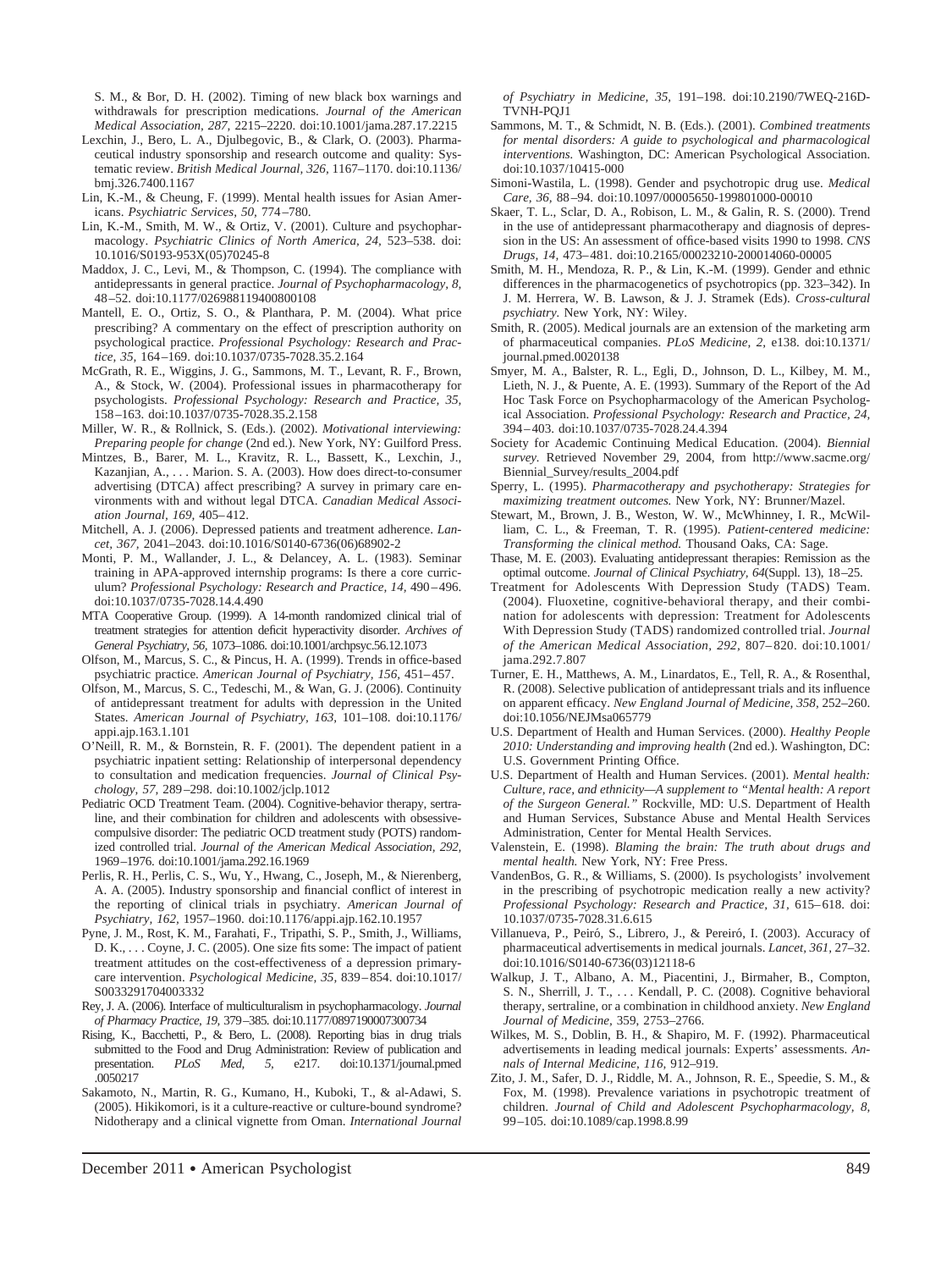S. M., & Bor, D. H. (2002). Timing of new black box warnings and withdrawals for prescription medications. *Journal of the American Medical Association, 287,* 2215–2220. doi:10.1001/jama.287.17.2215

Lexchin, J., Bero, L. A., Djulbegovic, B., & Clark, O. (2003). Pharmaceutical industry sponsorship and research outcome and quality: Systematic review. *British Medical Journal, 326,* 1167–1170. doi:10.1136/bmj.326.7400.1167

Lin, K.-M., & Cheung, F. (1999). Mental health issues for Asian Americans. *Psychiatric Services, 50,* 774–780.

Lin, K.-M., Smith, M. W., & Ortiz, V. (2001). Culture and psychopharmacology. *Psychiatric Clinics of North America, 24,* 523–538. doi:10.1016/S0193-953X(05)70245-8

Maddox, J. C., Levi, M., & Thompson, C. (1994). The compliance with antidepressants in general practice. *Journal of Psychopharmacology, 8,* 48–52. doi:10.1177/026988119400800108

Mantell, E. O., Ortiz, S. O., & Planthara, P. M. (2004). What price prescribing? A commentary on the effect of prescription authority on psychological practice. *Professional Psychology: Research and Practice, 35,* 164–169. doi:10.1037/0735-7028.35.2.164

McGrath, R. E., Wiggins, J. G., Sammons, M. T., Levant, R. F., Brown, A., & Stock, W. (2004). Professional issues in pharmacotherapy for psychologists. *Professional Psychology: Research and Practice, 35,* 158–163. doi:10.1037/0735-7028.35.2.158

Miller, W. R., & Rollnick, S. (Eds.). (2002). *Motivational interviewing: Preparing people for change* (2nd ed.). New York, NY: Guilford Press.

Mintzes, B., Barer, M. L., Kravitz, R. L., Bassett, K., Lexchin, J., Kazanjian, A., . . . Marion. S. A. (2003). How does direct-to-consumer advertising (DTCA) affect prescribing? A survey in primary care environments with and without legal DTCA. *Canadian Medical Association Journal, 169,* 405–412.

Mitchell, A. J. (2006). Depressed patients and treatment adherence. *Lancet, 367,* 2041–2043. doi:10.1016/S0140-6736(06)68902-2

Monti, P. M., Wallander, J. L., & Delancey, A. L. (1983). Seminar training in APA-approved internship programs: Is there a core curriculum? *Professional Psychology: Research and Practice, 14,* 490–496. doi:10.1037/0735-7028.14.4.490

MTA Cooperative Group. (1999). A 14-month randomized clinical trial of treatment strategies for attention deficit hyperactivity disorder. *Archives of General Psychiatry, 56,* 1073–1086. doi:10.1001/archpsyc.56.12.1073

Olfson, M., Marcus, S. C., & Pincus, H. A. (1999). Trends in office-based psychiatric practice. *American Journal of Psychiatry, 156,* 451–457.

Olfson, M., Marcus, S. C., Tedeschi, M., & Wan, G. J. (2006). Continuity of antidepressant treatment for adults with depression in the United States. *American Journal of Psychiatry, 163,* 101–108. doi:10.1176/appi.ajp.163.1.101

O'Neill, R. M., & Bornstein, R. F. (2001). The dependent patient in a psychiatric inpatient setting: Relationship of interpersonal dependency to consultation and medication frequencies. *Journal of Clinical Psychology, 57,* 289–298. doi:10.1002/jclp.1012

Pediatric OCD Treatment Team. (2004). Cognitive-behavior therapy, sertraline, and their combination for children and adolescents with obsessive-compulsive disorder: The pediatric OCD treatment study (POTS) randomized controlled trial. *Journal of the American Medical Association, 292,* 1969–1976. doi:10.1001/jama.292.16.1969

Perlis, R. H., Perlis, C. S., Wu, Y., Hwang, C., Joseph, M., & Nierenberg, A. A. (2005). Industry sponsorship and financial conflict of interest in the reporting of clinical trials in psychiatry. *American Journal of Psychiatry, 162,* 1957–1960. doi:10.1176/appi.ajp.162.10.1957

Pyne, J. M., Rost, K. M., Farahati, F., Tripathi, S. P., Smith, J., Williams, D. K., . . . Coyne, J. C. (2005). One size fits some: The impact of patient treatment attitudes on the cost-effectiveness of a depression primary-care intervention. *Psychological Medicine, 35,* 839–854. doi:10.1017/S0033291704003332

Rey, J. A. (2006). Interface of multiculturalism in psychopharmacology. *Journal of Pharmacy Practice, 19,* 379–385. doi:10.1177/0897190007300734

Rising, K., Bacchetti, P., & Bero, L. (2008). Reporting bias in drug trials submitted to the Food and Drug Administration: Review of publication and presentation. *PLoS Med, 5,* e217. doi:10.1371/journal.pmed.0050217

Sakamoto, N., Martin, R. G., Kumano, H., Kuboki, T., & al-Adawi, S. (2005). Hikikomori, is it a culture-reactive or culture-bound syndrome? Nidotherapy and a clinical vignette from Oman. *International Journal of Psychiatry in Medicine, 35,* 191–198. doi:10.2190/7WEQ-216D-TVNH-PQJ1

Sammons, M. T., & Schmidt, N. B. (Eds.). (2001). *Combined treatments for mental disorders: A guide to psychological and pharmacological interventions.* Washington, DC: American Psychological Association. doi:10.1037/10415-000

Simoni-Wastila, L. (1998). Gender and psychotropic drug use. *Medical Care, 36,* 88–94. doi:10.1097/00005650-199801000-00010

Skaer, T. L., Sclar, D. A., Robison, L. M., & Galin, R. S. (2000). Trend in the use of antidepressant pharmacotherapy and diagnosis of depression in the US: An assessment of office-based visits 1990 to 1998. *CNS Drugs, 14,* 473–481. doi:10.2165/00023210-200014060-00005

Smith, M. H., Mendoza, R. P., & Lin, K.-M. (1999). Gender and ethnic differences in the pharmacogenetics of psychotropics (pp. 323–342). In J. M. Herrera, W. B. Lawson, & J. J. Stramek (Eds). *Cross-cultural psychiatry.* New York, NY: Wiley.

Smith, R. (2005). Medical journals are an extension of the marketing arm of pharmaceutical companies. *PLoS Medicine, 2,* e138. doi:10.1371/journal.pmed.0020138

Smyer, M. A., Balster, R. L., Egli, D., Johnson, D. L., Kilbey, M. M., Lieth, N. J., & Puente, A. E. (1993). Summary of the Report of the Ad Hoc Task Force on Psychopharmacology of the American Psychological Association. *Professional Psychology: Research and Practice, 24,* 394–403. doi:10.1037/0735-7028.24.4.394

Society for Academic Continuing Medical Education. (2004). *Biennial survey.* Retrieved November 29, 2004, from http://www.sacme.org/Biennial_Survey/results_2004.pdf

Sperry, L. (1995). *Pharmacotherapy and psychotherapy: Strategies for maximizing treatment outcomes.* New York, NY: Brunner/Mazel.

Stewart, M., Brown, J. B., Weston, W. W., McWhinney, I. R., McWilliam, C. L., & Freeman, T. R. (1995). *Patient-centered medicine: Transforming the clinical method.* Thousand Oaks, CA: Sage.

Thase, M. E. (2003). Evaluating antidepressant therapies: Remission as the optimal outcome. *Journal of Clinical Psychiatry, 64*(Suppl. 13), 18–25.

Treatment for Adolescents With Depression Study (TADS) Team. (2004). Fluoxetine, cognitive-behavioral therapy, and their combination for adolescents with depression: Treatment for Adolescents With Depression Study (TADS) randomized controlled trial. *Journal of the American Medical Association, 292,* 807–820. doi:10.1001/jama.292.7.807

Turner, E. H., Matthews, A. M., Linardatos, E., Tell, R. A., & Rosenthal, R. (2008). Selective publication of antidepressant trials and its influence on apparent efficacy. *New England Journal of Medicine, 358,* 252–260. doi:10.1056/NEJMsa065779

U.S. Department of Health and Human Services. (2000). *Healthy People 2010: Understanding and improving health* (2nd ed.). Washington, DC: U.S. Government Printing Office.

U.S. Department of Health and Human Services. (2001). *Mental health: Culture, race, and ethnicity—A supplement to "Mental health: A report of the Surgeon General."* Rockville, MD: U.S. Department of Health and Human Services, Substance Abuse and Mental Health Services Administration, Center for Mental Health Services.

Valenstein, E. (1998). *Blaming the brain: The truth about drugs and mental health.* New York, NY: Free Press.

VandenBos, G. R., & Williams, S. (2000). Is psychologists' involvement in the prescribing of psychotropic medication really a new activity? *Professional Psychology: Research and Practice, 31,* 615–618. doi:10.1037/0735-7028.31.6.615

Villanueva, P., Peiró, S., Librero, J., & Pereiró, I. (2003). Accuracy of pharmaceutical advertisements in medical journals. *Lancet, 361,* 27–32. doi:10.1016/S0140-6736(03)12118-6

Walkup, J. T., Albano, A. M., Piacentini, J., Birmaher, B., Compton, S. N., Sherrill, J. T., . . . Kendall, P. C. (2008). Cognitive behavioral therapy, sertraline, or a combination in childhood anxiety. *New England Journal of Medicine,* 359, 2753–2766.

Wilkes, M. S., Doblin, B. H., & Shapiro, M. F. (1992). Pharmaceutical advertisements in leading medical journals: Experts' assessments. *Annals of Internal Medicine, 116,* 912–919.

Zito, J. M., Safer, D. J., Riddle, M. A., Johnson, R. E., Speedie, S. M., & Fox, M. (1998). Prevalence variations in psychotropic treatment of children. *Journal of Child and Adolescent Psychopharmacology, 8,* 99–105. doi:10.1089/cap.1998.8.99